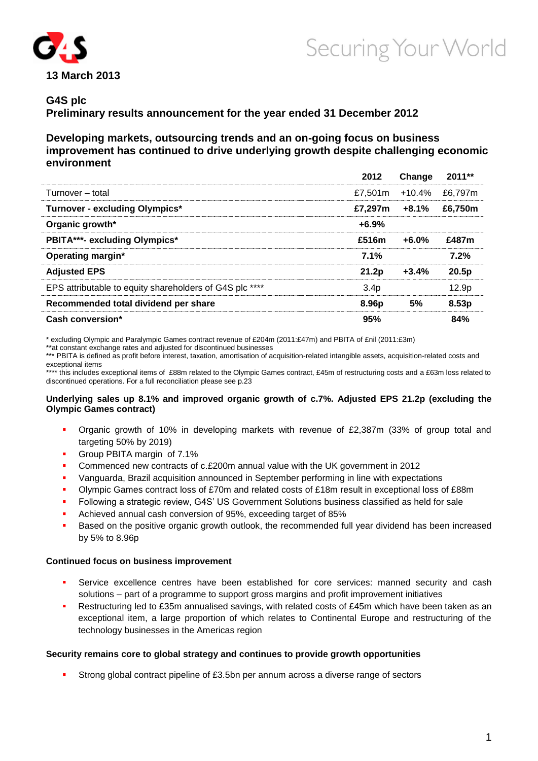13 March 2013

# G4S plc
## Preliminary results announcement for the year ended 31 December 2012

## Developing markets, outsourcing trends and an on-going focus on business improvement has continued to drive underlying growth despite challenging economic environment

| | 2012 | Change | 2011** |
|---|---|---|---|
| Turnover – total | £7,501m | +10.4% | £6,797m |
| **Turnover - excluding Olympics*** | **£7,297m** | **+8.1%** | **£6,750m** |
| **Organic growth*** | **+6.9%** | | |
| **PBITA***- excluding Olympics*** | **£516m** | **+6.0%** | **£487m** |
| **Operating margin*** | **7.1%** | | **7.2%** |
| **Adjusted EPS** | **21.2p** | **+3.4%** | **20.5p** |
| EPS attributable to equity shareholders of G4S plc **** | 3.4p | | 12.9p |
| **Recommended total dividend per share** | **8.96p** | **5%** | **8.53p** |
| **Cash conversion*** | **95%** | | **84%** |

\* excluding Olympic and Paralympic Games contract revenue of £204m (2011:£47m) and PBITA of £nil (2011:£3m)
**at constant exchange rates and adjusted for discontinued businesses
*** PBITA is defined as profit before interest, taxation, amortisation of acquisition-related intangible assets, acquisition-related costs and exceptional items
**** this includes exceptional items of £88m related to the Olympic Games contract, £45m of restructuring costs and a £63m loss related to discontinued operations. For a full reconciliation please see p.23

**Underlying sales up 8.1% and improved organic growth of c.7%. Adjusted EPS 21.2p (excluding the Olympic Games contract)**

- Organic growth of 10% in developing markets with revenue of £2,387m (33% of group total and targeting 50% by 2019)
- Group PBITA margin of 7.1%
- Commenced new contracts of c.£200m annual value with the UK government in 2012
- Vanguarda, Brazil acquisition announced in September performing in line with expectations
- Olympic Games contract loss of £70m and related costs of £18m result in exceptional loss of £88m
- Following a strategic review, G4S' US Government Solutions business classified as held for sale
- Achieved annual cash conversion of 95%, exceeding target of 85%
- Based on the positive organic growth outlook, the recommended full year dividend has been increased by 5% to 8.96p

**Continued focus on business improvement**

- Service excellence centres have been established for core services: manned security and cash solutions – part of a programme to support gross margins and profit improvement initiatives
- Restructuring led to £35m annualised savings, with related costs of £45m which have been taken as an exceptional item, a large proportion of which relates to Continental Europe and restructuring of the technology businesses in the Americas region

**Security remains core to global strategy and continues to provide growth opportunities**

- Strong global contract pipeline of £3.5bn per annum across a diverse range of sectors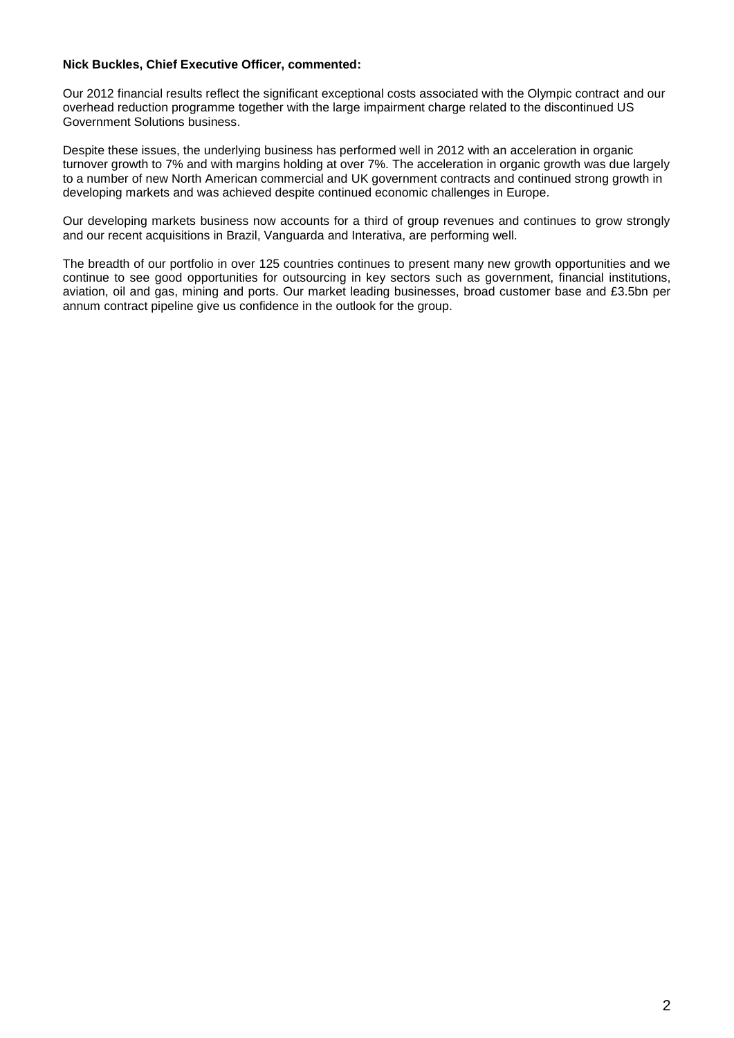**Nick Buckles, Chief Executive Officer, commented:**

Our 2012 financial results reflect the significant exceptional costs associated with the Olympic contract and our overhead reduction programme together with the large impairment charge related to the discontinued US Government Solutions business.

Despite these issues, the underlying business has performed well in 2012 with an acceleration in organic turnover growth to 7% and with margins holding at over 7%. The acceleration in organic growth was due largely to a number of new North American commercial and UK government contracts and continued strong growth in developing markets and was achieved despite continued economic challenges in Europe.

Our developing markets business now accounts for a third of group revenues and continues to grow strongly and our recent acquisitions in Brazil, Vanguarda and Interativa, are performing well.

The breadth of our portfolio in over 125 countries continues to present many new growth opportunities and we continue to see good opportunities for outsourcing in key sectors such as government, financial institutions, aviation, oil and gas, mining and ports. Our market leading businesses, broad customer base and £3.5bn per annum contract pipeline give us confidence in the outlook for the group.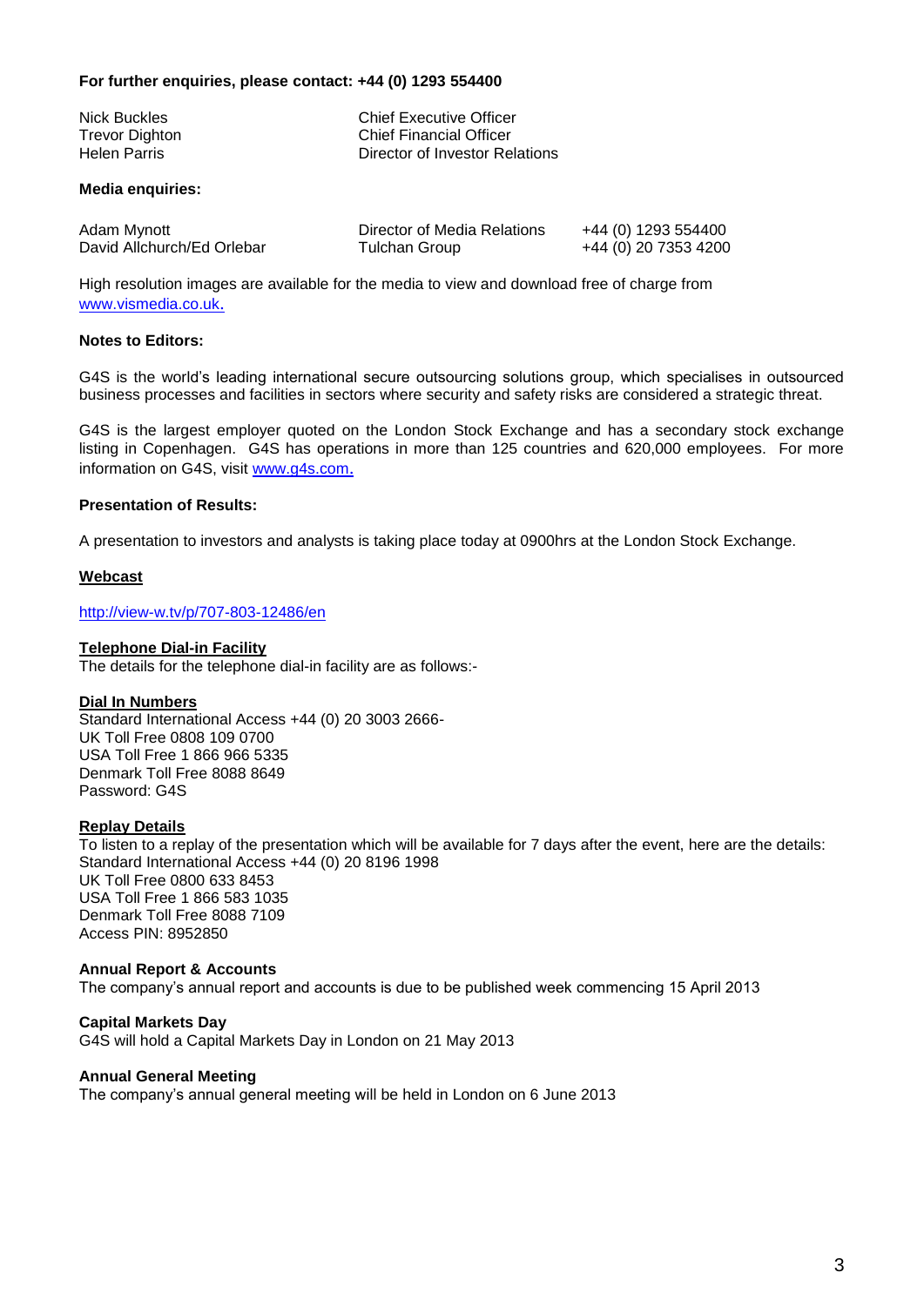**For further enquiries, please contact: +44 (0) 1293 554400**

| | |
|---|---|
| Nick Buckles | Chief Executive Officer |
| Trevor Dighton | Chief Financial Officer |
| Helen Parris | Director of Investor Relations |

**Media enquiries:**

| | | |
|---|---|---|
| Adam Mynott | Director of Media Relations | +44 (0) 1293 554400 |
| David Allchurch/Ed Orlebar | Tulchan Group | +44 (0) 20 7353 4200 |

High resolution images are available for the media to view and download free of charge from www.vismedia.co.uk.

**Notes to Editors:**

G4S is the world's leading international secure outsourcing solutions group, which specialises in outsourced business processes and facilities in sectors where security and safety risks are considered a strategic threat.

G4S is the largest employer quoted on the London Stock Exchange and has a secondary stock exchange listing in Copenhagen. G4S has operations in more than 125 countries and 620,000 employees. For more information on G4S, visit www.g4s.com.

**Presentation of Results:**

A presentation to investors and analysts is taking place today at 0900hrs at the London Stock Exchange.

**Webcast**

http://view-w.tv/p/707-803-12486/en

**Telephone Dial-in Facility**

The details for the telephone dial-in facility are as follows:-

**Dial In Numbers**

Standard International Access +44 (0) 20 3003 2666-
UK Toll Free 0808 109 0700
USA Toll Free 1 866 966 5335
Denmark Toll Free 8088 8649
Password: G4S

**Replay Details**

To listen to a replay of the presentation which will be available for 7 days after the event, here are the details:
Standard International Access +44 (0) 20 8196 1998
UK Toll Free 0800 633 8453
USA Toll Free 1 866 583 1035
Denmark Toll Free 8088 7109
Access PIN: 8952850

**Annual Report & Accounts**

The company's annual report and accounts is due to be published week commencing 15 April 2013

**Capital Markets Day**

G4S will hold a Capital Markets Day in London on 21 May 2013

**Annual General Meeting**

The company's annual general meeting will be held in London on 6 June 2013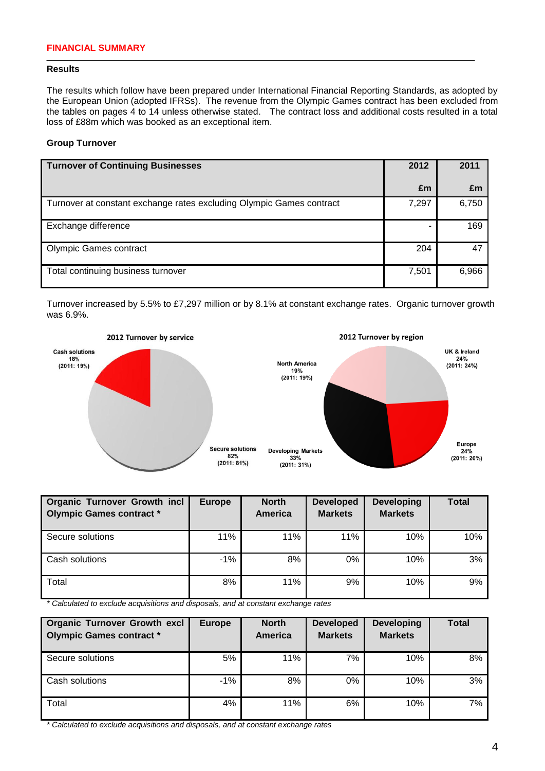## FINANCIAL SUMMARY

### Results

The results which follow have been prepared under International Financial Reporting Standards, as adopted by the European Union (adopted IFRSs). The revenue from the Olympic Games contract has been excluded from the tables on pages 4 to 14 unless otherwise stated. The contract loss and additional costs resulted in a total loss of £88m which was booked as an exceptional item.

### Group Turnover

| Turnover of Continuing Businesses | 2012 £m | 2011 £m |
|---|---|---|
| Turnover at constant exchange rates excluding Olympic Games contract | 7,297 | 6,750 |
| Exchange difference | - | 169 |
| Olympic Games contract | 204 | 47 |
| Total continuing business turnover | 7,501 | 6,966 |

Turnover increased by 5.5% to £7,297 million or by 8.1% at constant exchange rates. Organic turnover growth was 6.9%.

**2012 Turnover by service**

- Cash solutions 18% (2011: 19%)
- Secure solutions 82% (2011: 81%)

**2012 Turnover by region**

- UK & Ireland 24% (2011: 24%)
- Europe 24% (2011: 26%)
- Developing Markets 33% (2011: 31%)
- North America 19% (2011: 19%)

| Organic Turnover Growth incl Olympic Games contract * | Europe | North America | Developed Markets | Developing Markets | Total |
|---|---|---|---|---|---|
| Secure solutions | 11% | 11% | 11% | 10% | 10% |
| Cash solutions | -1% | 8% | 0% | 10% | 3% |
| Total | 8% | 11% | 9% | 10% | 9% |

*\* Calculated to exclude acquisitions and disposals, and at constant exchange rates*

| Organic Turnover Growth excl Olympic Games contract * | Europe | North America | Developed Markets | Developing Markets | Total |
|---|---|---|---|---|---|
| Secure solutions | 5% | 11% | 7% | 10% | 8% |
| Cash solutions | -1% | 8% | 0% | 10% | 3% |
| Total | 4% | 11% | 6% | 10% | 7% |

*\* Calculated to exclude acquisitions and disposals, and at constant exchange rates*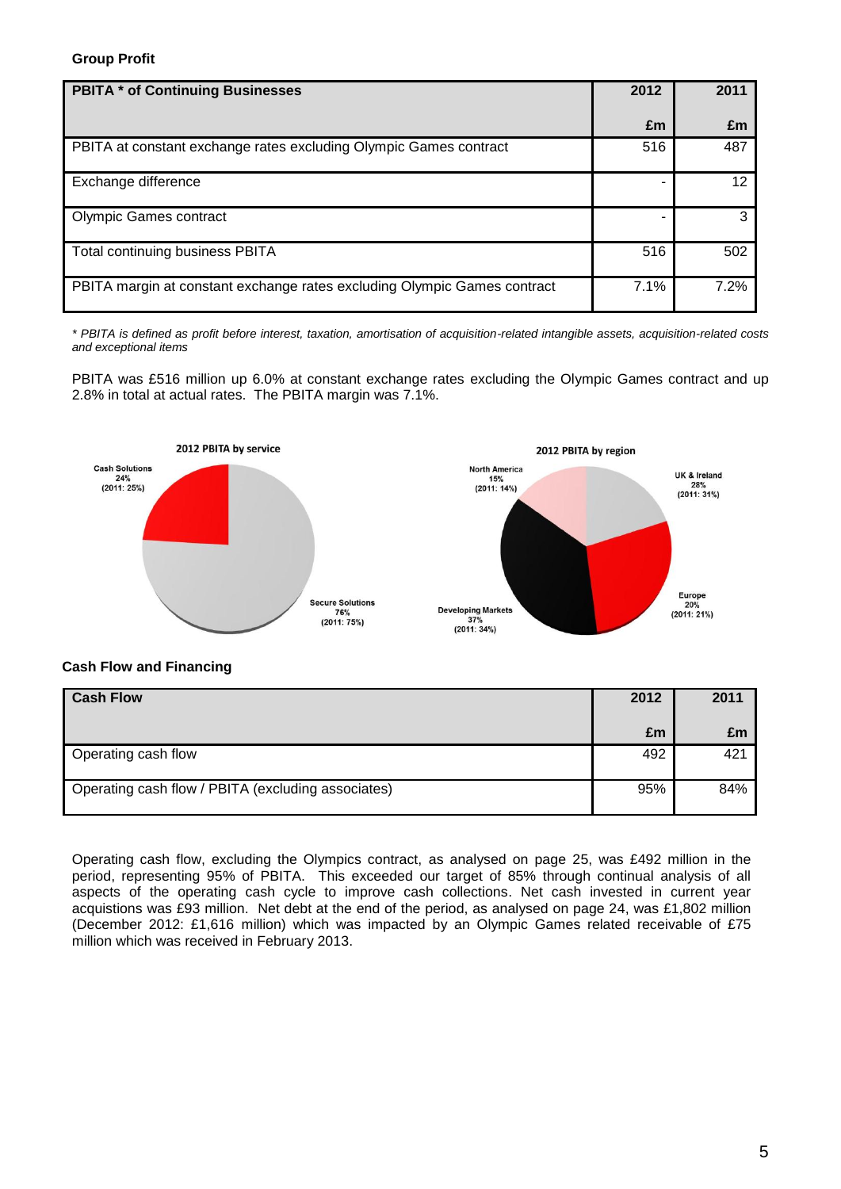**Group Profit**

| PBITA * of Continuing Businesses | 2012 | 2011 |
|---|---|---|
| | £m | £m |
| PBITA at constant exchange rates excluding Olympic Games contract | 516 | 487 |
| Exchange difference | - | 12 |
| Olympic Games contract | - | 3 |
| Total continuing business PBITA | 516 | 502 |
| PBITA margin at constant exchange rates excluding Olympic Games contract | 7.1% | 7.2% |

*\* PBITA is defined as profit before interest, taxation, amortisation of acquisition-related intangible assets, acquisition-related costs and exceptional items*

PBITA was £516 million up 6.0% at constant exchange rates excluding the Olympic Games contract and up 2.8% in total at actual rates. The PBITA margin was 7.1%.

2012 PBITA by service

Cash Solutions 24% (2011: 25%)

Secure Solutions 76% (2011: 75%)

2012 PBITA by region

North America 15% (2011: 14%)

UK & Ireland 28% (2011: 31%)

Europe 20% (2011: 21%)

Developing Markets 37% (2011: 34%)

**Cash Flow and Financing**

| Cash Flow | 2012 | 2011 |
|---|---|---|
| | £m | £m |
| Operating cash flow | 492 | 421 |
| Operating cash flow / PBITA (excluding associates) | 95% | 84% |

Operating cash flow, excluding the Olympics contract, as analysed on page 25, was £492 million in the period, representing 95% of PBITA. This exceeded our target of 85% through continual analysis of all aspects of the operating cash cycle to improve cash collections. Net cash invested in current year acquistions was £93 million. Net debt at the end of the period, as analysed on page 24, was £1,802 million (December 2012: £1,616 million) which was impacted by an Olympic Games related receivable of £75 million which was received in February 2013.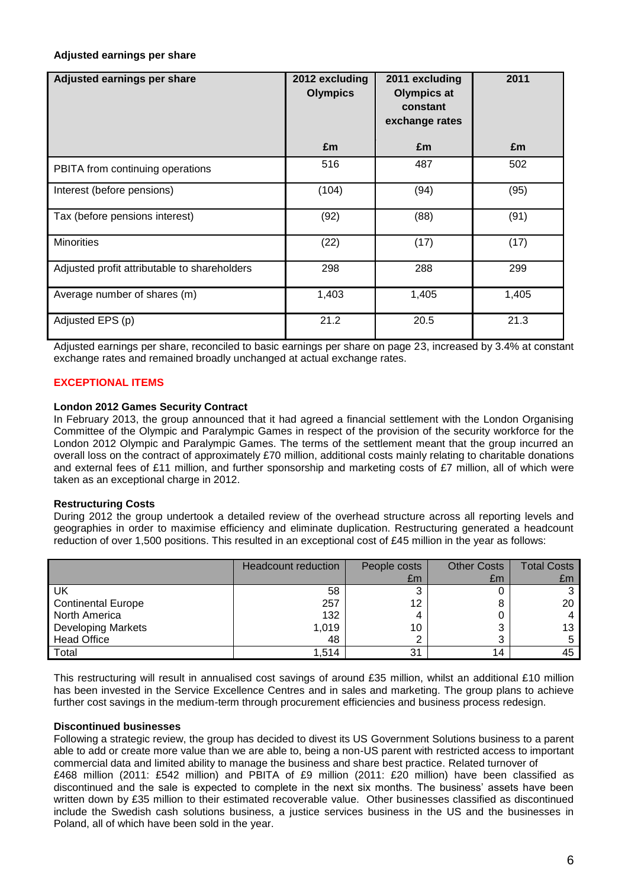**Adjusted earnings per share**

| Adjusted earnings per share | 2012 excluding Olympics | 2011 excluding Olympics at constant exchange rates | 2011 |
|---|---|---|---|
| | £m | £m | £m |
| PBITA from continuing operations | 516 | 487 | 502 |
| Interest (before pensions) | (104) | (94) | (95) |
| Tax (before pensions interest) | (92) | (88) | (91) |
| Minorities | (22) | (17) | (17) |
| Adjusted profit attributable to shareholders | 298 | 288 | 299 |
| Average number of shares (m) | 1,403 | 1,405 | 1,405 |
| Adjusted EPS (p) | 21.2 | 20.5 | 21.3 |

Adjusted earnings per share, reconciled to basic earnings per share on page 23, increased by 3.4% at constant exchange rates and remained broadly unchanged at actual exchange rates.

## EXCEPTIONAL ITEMS

**London 2012 Games Security Contract**

In February 2013, the group announced that it had agreed a financial settlement with the London Organising Committee of the Olympic and Paralympic Games in respect of the provision of the security workforce for the London 2012 Olympic and Paralympic Games. The terms of the settlement meant that the group incurred an overall loss on the contract of approximately £70 million, additional costs mainly relating to charitable donations and external fees of £11 million, and further sponsorship and marketing costs of £7 million, all of which were taken as an exceptional charge in 2012.

**Restructuring Costs**

During 2012 the group undertook a detailed review of the overhead structure across all reporting levels and geographies in order to maximise efficiency and eliminate duplication. Restructuring generated a headcount reduction of over 1,500 positions. This resulted in an exceptional cost of £45 million in the year as follows:

| | Headcount reduction | People costs £m | Other Costs £m | Total Costs £m |
|---|---|---|---|---|
| UK | 58 | 3 | 0 | 3 |
| Continental Europe | 257 | 12 | 8 | 20 |
| North America | 132 | 4 | 0 | 4 |
| Developing Markets | 1,019 | 10 | 3 | 13 |
| Head Office | 48 | 2 | 3 | 5 |
| Total | 1,514 | 31 | 14 | 45 |

This restructuring will result in annualised cost savings of around £35 million, whilst an additional £10 million has been invested in the Service Excellence Centres and in sales and marketing. The group plans to achieve further cost savings in the medium-term through procurement efficiencies and business process redesign.

**Discontinued businesses**

Following a strategic review, the group has decided to divest its US Government Solutions business to a parent able to add or create more value than we are able to, being a non-US parent with restricted access to important commercial data and limited ability to manage the business and share best practice. Related turnover of £468 million (2011: £542 million) and PBITA of £9 million (2011: £20 million) have been classified as discontinued and the sale is expected to complete in the next six months. The business' assets have been written down by £35 million to their estimated recoverable value. Other businesses classified as discontinued include the Swedish cash solutions business, a justice services business in the US and the businesses in Poland, all of which have been sold in the year.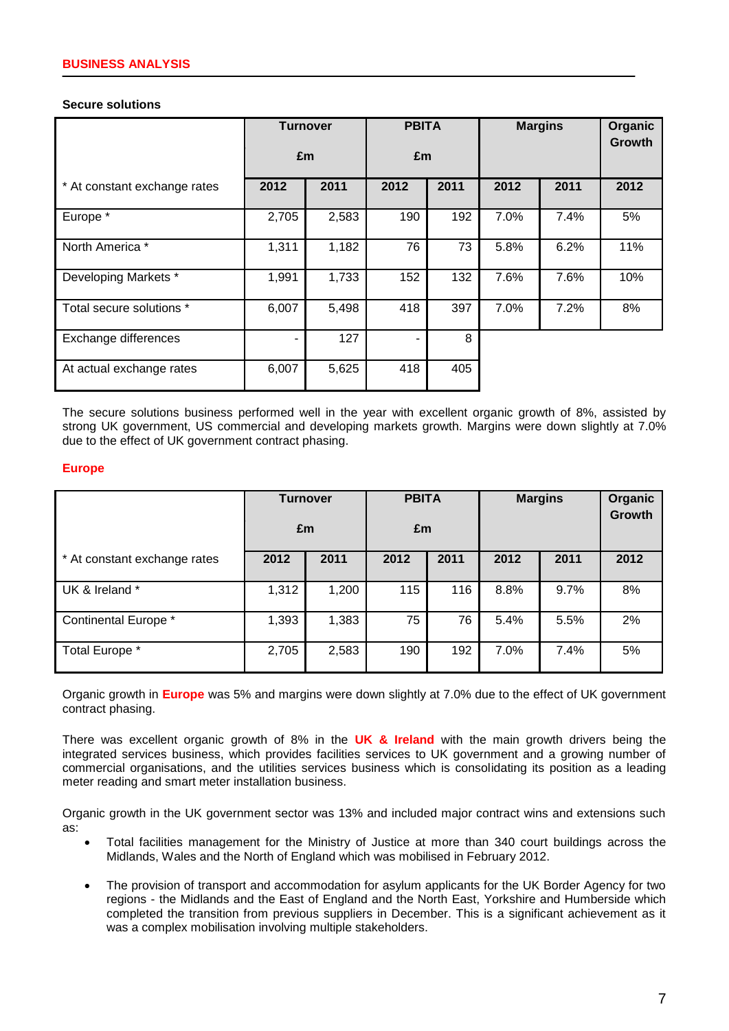## BUSINESS ANALYSIS

### Secure solutions

| | Turnover £m | | PBITA £m | | Margins | | Organic Growth |
|---|---|---|---|---|---|---|---|
| * At constant exchange rates | 2012 | 2011 | 2012 | 2011 | 2012 | 2011 | 2012 |
| Europe * | 2,705 | 2,583 | 190 | 192 | 7.0% | 7.4% | 5% |
| North America * | 1,311 | 1,182 | 76 | 73 | 5.8% | 6.2% | 11% |
| Developing Markets * | 1,991 | 1,733 | 152 | 132 | 7.6% | 7.6% | 10% |
| Total secure solutions * | 6,007 | 5,498 | 418 | 397 | 7.0% | 7.2% | 8% |
| Exchange differences | - | 127 | - | 8 | | | |
| At actual exchange rates | 6,007 | 5,625 | 418 | 405 | | | |

The secure solutions business performed well in the year with excellent organic growth of 8%, assisted by strong UK government, US commercial and developing markets growth. Margins were down slightly at 7.0% due to the effect of UK government contract phasing.

### Europe

| | Turnover £m | | PBITA £m | | Margins | | Organic Growth |
|---|---|---|---|---|---|---|---|
| * At constant exchange rates | 2012 | 2011 | 2012 | 2011 | 2012 | 2011 | 2012 |
| UK & Ireland * | 1,312 | 1,200 | 115 | 116 | 8.8% | 9.7% | 8% |
| Continental Europe * | 1,393 | 1,383 | 75 | 76 | 5.4% | 5.5% | 2% |
| Total Europe * | 2,705 | 2,583 | 190 | 192 | 7.0% | 7.4% | 5% |

Organic growth in **Europe** was 5% and margins were down slightly at 7.0% due to the effect of UK government contract phasing.

There was excellent organic growth of 8% in the **UK & Ireland** with the main growth drivers being the integrated services business, which provides facilities services to UK government and a growing number of commercial organisations, and the utilities services business which is consolidating its position as a leading meter reading and smart meter installation business.

Organic growth in the UK government sector was 13% and included major contract wins and extensions such as:

- Total facilities management for the Ministry of Justice at more than 340 court buildings across the Midlands, Wales and the North of England which was mobilised in February 2012.
- The provision of transport and accommodation for asylum applicants for the UK Border Agency for two regions - the Midlands and the East of England and the North East, Yorkshire and Humberside which completed the transition from previous suppliers in December. This is a significant achievement as it was a complex mobilisation involving multiple stakeholders.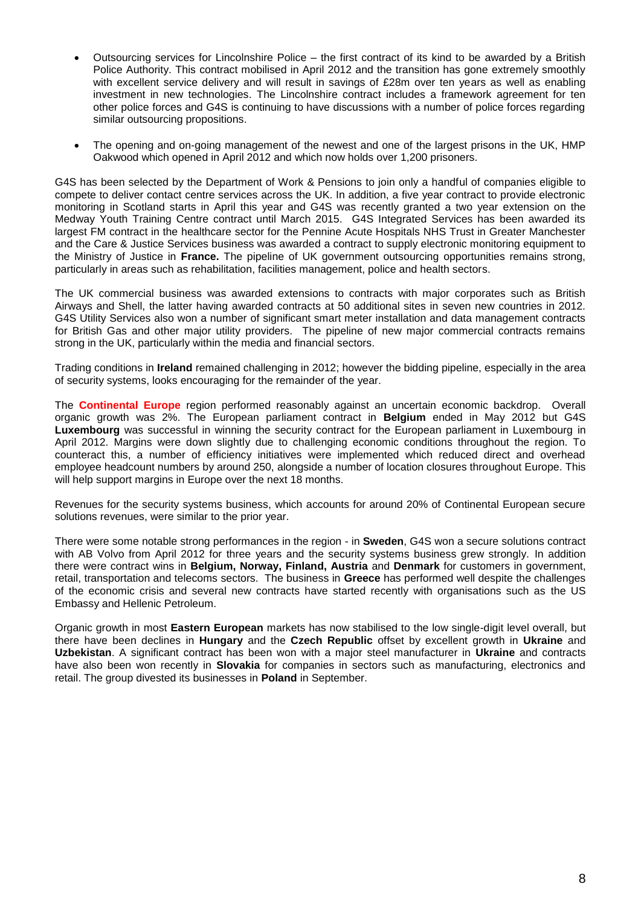- Outsourcing services for Lincolnshire Police – the first contract of its kind to be awarded by a British Police Authority. This contract mobilised in April 2012 and the transition has gone extremely smoothly with excellent service delivery and will result in savings of £28m over ten years as well as enabling investment in new technologies. The Lincolnshire contract includes a framework agreement for ten other police forces and G4S is continuing to have discussions with a number of police forces regarding similar outsourcing propositions.

- The opening and on-going management of the newest and one of the largest prisons in the UK, HMP Oakwood which opened in April 2012 and which now holds over 1,200 prisoners.

G4S has been selected by the Department of Work & Pensions to join only a handful of companies eligible to compete to deliver contact centre services across the UK. In addition, a five year contract to provide electronic monitoring in Scotland starts in April this year and G4S was recently granted a two year extension on the Medway Youth Training Centre contract until March 2015. G4S Integrated Services has been awarded its largest FM contract in the healthcare sector for the Pennine Acute Hospitals NHS Trust in Greater Manchester and the Care & Justice Services business was awarded a contract to supply electronic monitoring equipment to the Ministry of Justice in **France.** The pipeline of UK government outsourcing opportunities remains strong, particularly in areas such as rehabilitation, facilities management, police and health sectors.

The UK commercial business was awarded extensions to contracts with major corporates such as British Airways and Shell, the latter having awarded contracts at 50 additional sites in seven new countries in 2012. G4S Utility Services also won a number of significant smart meter installation and data management contracts for British Gas and other major utility providers. The pipeline of new major commercial contracts remains strong in the UK, particularly within the media and financial sectors.

Trading conditions in **Ireland** remained challenging in 2012; however the bidding pipeline, especially in the area of security systems, looks encouraging for the remainder of the year.

The **Continental Europe** region performed reasonably against an uncertain economic backdrop. Overall organic growth was 2%. The European parliament contract in **Belgium** ended in May 2012 but G4S **Luxembourg** was successful in winning the security contract for the European parliament in Luxembourg in April 2012. Margins were down slightly due to challenging economic conditions throughout the region. To counteract this, a number of efficiency initiatives were implemented which reduced direct and overhead employee headcount numbers by around 250, alongside a number of location closures throughout Europe. This will help support margins in Europe over the next 18 months.

Revenues for the security systems business, which accounts for around 20% of Continental European secure solutions revenues, were similar to the prior year.

There were some notable strong performances in the region - in **Sweden**, G4S won a secure solutions contract with AB Volvo from April 2012 for three years and the security systems business grew strongly. In addition there were contract wins in **Belgium, Norway, Finland, Austria** and **Denmark** for customers in government, retail, transportation and telecoms sectors. The business in **Greece** has performed well despite the challenges of the economic crisis and several new contracts have started recently with organisations such as the US Embassy and Hellenic Petroleum.

Organic growth in most **Eastern European** markets has now stabilised to the low single-digit level overall, but there have been declines in **Hungary** and the **Czech Republic** offset by excellent growth in **Ukraine** and **Uzbekistan**. A significant contract has been won with a major steel manufacturer in **Ukraine** and contracts have also been won recently in **Slovakia** for companies in sectors such as manufacturing, electronics and retail. The group divested its businesses in **Poland** in September.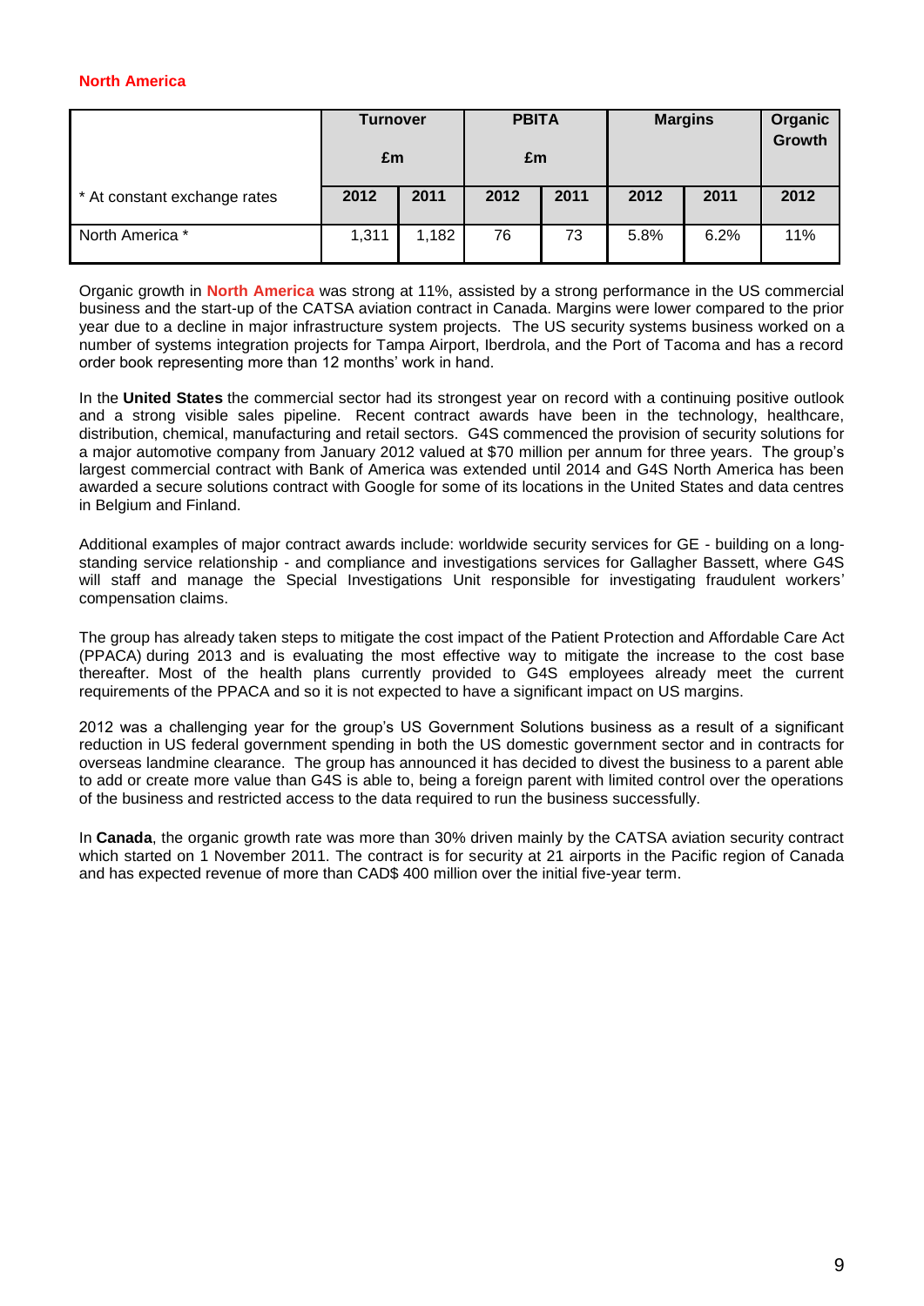## North America

| | Turnover £m | | PBITA £m | | Margins | | Organic Growth |
|---|---|---|---|---|---|---|---|
| * At constant exchange rates | 2012 | 2011 | 2012 | 2011 | 2012 | 2011 | 2012 |
| North America * | 1,311 | 1,182 | 76 | 73 | 5.8% | 6.2% | 11% |

Organic growth in **North America** was strong at 11%, assisted by a strong performance in the US commercial business and the start-up of the CATSA aviation contract in Canada. Margins were lower compared to the prior year due to a decline in major infrastructure system projects. The US security systems business worked on a number of systems integration projects for Tampa Airport, Iberdrola, and the Port of Tacoma and has a record order book representing more than 12 months' work in hand.

In the **United States** the commercial sector had its strongest year on record with a continuing positive outlook and a strong visible sales pipeline. Recent contract awards have been in the technology, healthcare, distribution, chemical, manufacturing and retail sectors. G4S commenced the provision of security solutions for a major automotive company from January 2012 valued at $70 million per annum for three years. The group's largest commercial contract with Bank of America was extended until 2014 and G4S North America has been awarded a secure solutions contract with Google for some of its locations in the United States and data centres in Belgium and Finland.

Additional examples of major contract awards include: worldwide security services for GE - building on a long-standing service relationship - and compliance and investigations services for Gallagher Bassett, where G4S will staff and manage the Special Investigations Unit responsible for investigating fraudulent workers' compensation claims.

The group has already taken steps to mitigate the cost impact of the Patient Protection and Affordable Care Act (PPACA) during 2013 and is evaluating the most effective way to mitigate the increase to the cost base thereafter. Most of the health plans currently provided to G4S employees already meet the current requirements of the PPACA and so it is not expected to have a significant impact on US margins.

2012 was a challenging year for the group's US Government Solutions business as a result of a significant reduction in US federal government spending in both the US domestic government sector and in contracts for overseas landmine clearance. The group has announced it has decided to divest the business to a parent able to add or create more value than G4S is able to, being a foreign parent with limited control over the operations of the business and restricted access to the data required to run the business successfully.

In **Canada**, the organic growth rate was more than 30% driven mainly by the CATSA aviation security contract which started on 1 November 2011. The contract is for security at 21 airports in the Pacific region of Canada and has expected revenue of more than CAD$ 400 million over the initial five-year term.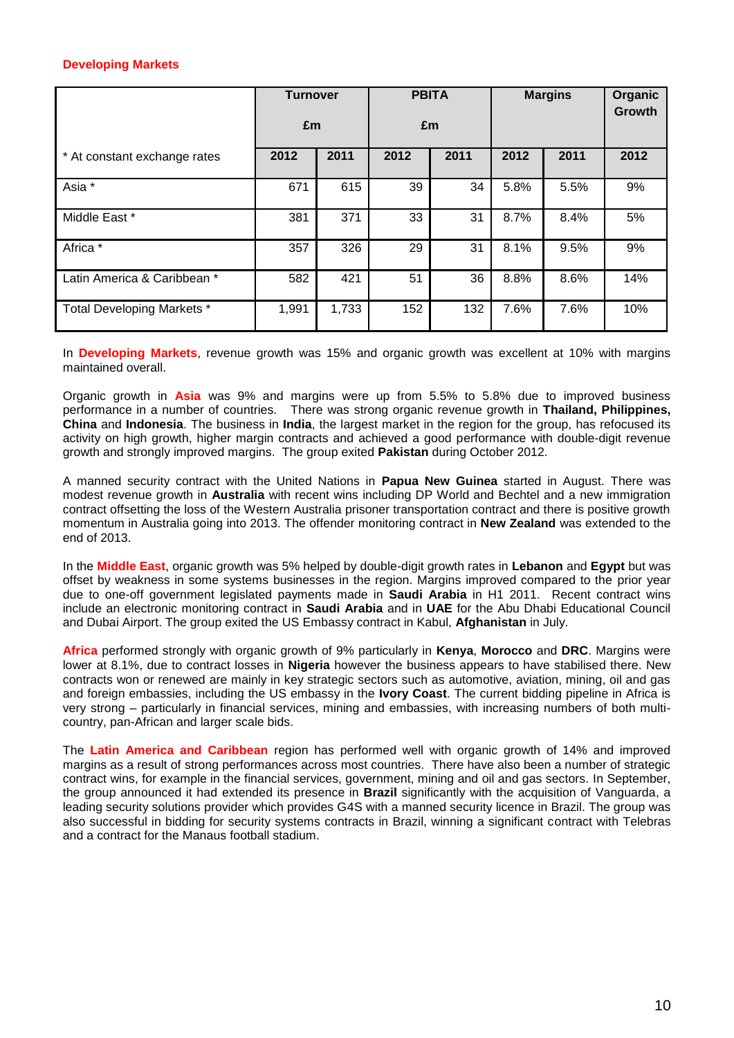### Developing Markets

| * At constant exchange rates | Turnover £m | | PBITA £m | | Margins | | Organic Growth |
|---|---|---|---|---|---|---|---|
| | 2012 | 2011 | 2012 | 2011 | 2012 | 2011 | 2012 |
| Asia * | 671 | 615 | 39 | 34 | 5.8% | 5.5% | 9% |
| Middle East * | 381 | 371 | 33 | 31 | 8.7% | 8.4% | 5% |
| Africa * | 357 | 326 | 29 | 31 | 8.1% | 9.5% | 9% |
| Latin America & Caribbean * | 582 | 421 | 51 | 36 | 8.8% | 8.6% | 14% |
| Total Developing Markets * | 1,991 | 1,733 | 152 | 132 | 7.6% | 7.6% | 10% |

In **Developing Markets**, revenue growth was 15% and organic growth was excellent at 10% with margins maintained overall.

Organic growth in **Asia** was 9% and margins were up from 5.5% to 5.8% due to improved business performance in a number of countries. There was strong organic revenue growth in **Thailand, Philippines, China** and **Indonesia**. The business in **India**, the largest market in the region for the group, has refocused its activity on high growth, higher margin contracts and achieved a good performance with double-digit revenue growth and strongly improved margins. The group exited **Pakistan** during October 2012.

A manned security contract with the United Nations in **Papua New Guinea** started in August. There was modest revenue growth in **Australia** with recent wins including DP World and Bechtel and a new immigration contract offsetting the loss of the Western Australia prisoner transportation contract and there is positive growth momentum in Australia going into 2013. The offender monitoring contract in **New Zealand** was extended to the end of 2013.

In the **Middle East**, organic growth was 5% helped by double-digit growth rates in **Lebanon** and **Egypt** but was offset by weakness in some systems businesses in the region. Margins improved compared to the prior year due to one-off government legislated payments made in **Saudi Arabia** in H1 2011. Recent contract wins include an electronic monitoring contract in **Saudi Arabia** and in **UAE** for the Abu Dhabi Educational Council and Dubai Airport. The group exited the US Embassy contract in Kabul, **Afghanistan** in July.

**Africa** performed strongly with organic growth of 9% particularly in **Kenya**, **Morocco** and **DRC**. Margins were lower at 8.1%, due to contract losses in **Nigeria** however the business appears to have stabilised there. New contracts won or renewed are mainly in key strategic sectors such as automotive, aviation, mining, oil and gas and foreign embassies, including the US embassy in the **Ivory Coast**. The current bidding pipeline in Africa is very strong – particularly in financial services, mining and embassies, with increasing numbers of both multi-country, pan-African and larger scale bids.

The **Latin America and Caribbean** region has performed well with organic growth of 14% and improved margins as a result of strong performances across most countries. There have also been a number of strategic contract wins, for example in the financial services, government, mining and oil and gas sectors. In September, the group announced it had extended its presence in **Brazil** significantly with the acquisition of Vanguarda, a leading security solutions provider which provides G4S with a manned security licence in Brazil. The group was also successful in bidding for security systems contracts in Brazil, winning a significant contract with Telebras and a contract for the Manaus football stadium.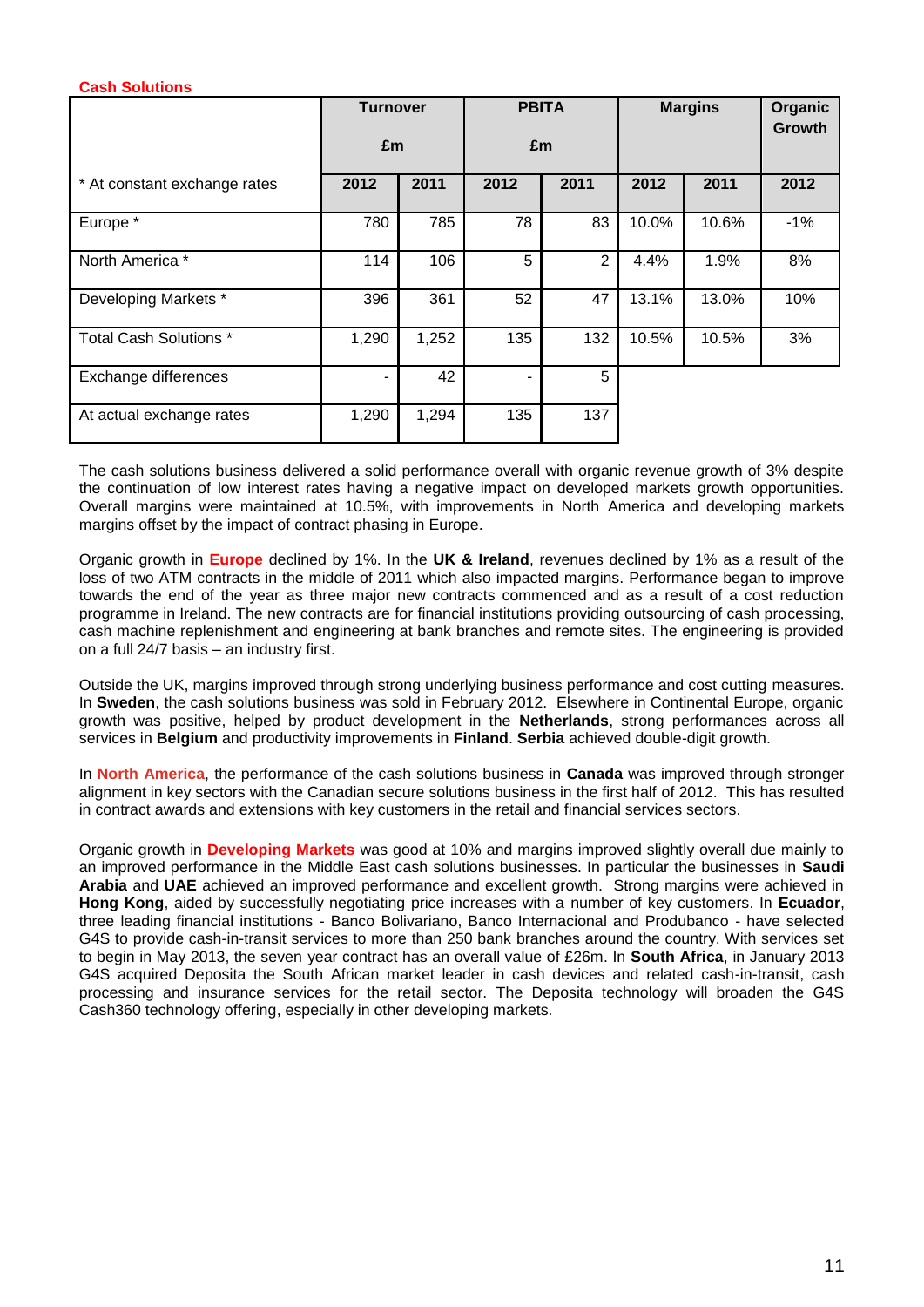## Cash Solutions

| | Turnover £m | | PBITA £m | | Margins | | Organic Growth |
|---|---|---|---|---|---|---|---|
| * At constant exchange rates | 2012 | 2011 | 2012 | 2011 | 2012 | 2011 | 2012 |
| Europe * | 780 | 785 | 78 | 83 | 10.0% | 10.6% | -1% |
| North America * | 114 | 106 | 5 | 2 | 4.4% | 1.9% | 8% |
| Developing Markets * | 396 | 361 | 52 | 47 | 13.1% | 13.0% | 10% |
| Total Cash Solutions * | 1,290 | 1,252 | 135 | 132 | 10.5% | 10.5% | 3% |
| Exchange differences | - | 42 | - | 5 | | | |
| At actual exchange rates | 1,290 | 1,294 | 135 | 137 | | | |

The cash solutions business delivered a solid performance overall with organic revenue growth of 3% despite the continuation of low interest rates having a negative impact on developed markets growth opportunities. Overall margins were maintained at 10.5%, with improvements in North America and developing markets margins offset by the impact of contract phasing in Europe.

Organic growth in **Europe** declined by 1%. In the **UK & Ireland**, revenues declined by 1% as a result of the loss of two ATM contracts in the middle of 2011 which also impacted margins. Performance began to improve towards the end of the year as three major new contracts commenced and as a result of a cost reduction programme in Ireland. The new contracts are for financial institutions providing outsourcing of cash processing, cash machine replenishment and engineering at bank branches and remote sites. The engineering is provided on a full 24/7 basis – an industry first.

Outside the UK, margins improved through strong underlying business performance and cost cutting measures. In **Sweden**, the cash solutions business was sold in February 2012. Elsewhere in Continental Europe, organic growth was positive, helped by product development in the **Netherlands**, strong performances across all services in **Belgium** and productivity improvements in **Finland**. **Serbia** achieved double-digit growth.

In **North America**, the performance of the cash solutions business in **Canada** was improved through stronger alignment in key sectors with the Canadian secure solutions business in the first half of 2012. This has resulted in contract awards and extensions with key customers in the retail and financial services sectors.

Organic growth in **Developing Markets** was good at 10% and margins improved slightly overall due mainly to an improved performance in the Middle East cash solutions businesses. In particular the businesses in **Saudi Arabia** and **UAE** achieved an improved performance and excellent growth. Strong margins were achieved in **Hong Kong**, aided by successfully negotiating price increases with a number of key customers. In **Ecuador**, three leading financial institutions - Banco Bolivariano, Banco Internacional and Produbanco - have selected G4S to provide cash-in-transit services to more than 250 bank branches around the country. With services set to begin in May 2013, the seven year contract has an overall value of £26m. In **South Africa**, in January 2013 G4S acquired Deposita the South African market leader in cash devices and related cash-in-transit, cash processing and insurance services for the retail sector. The Deposita technology will broaden the G4S Cash360 technology offering, especially in other developing markets.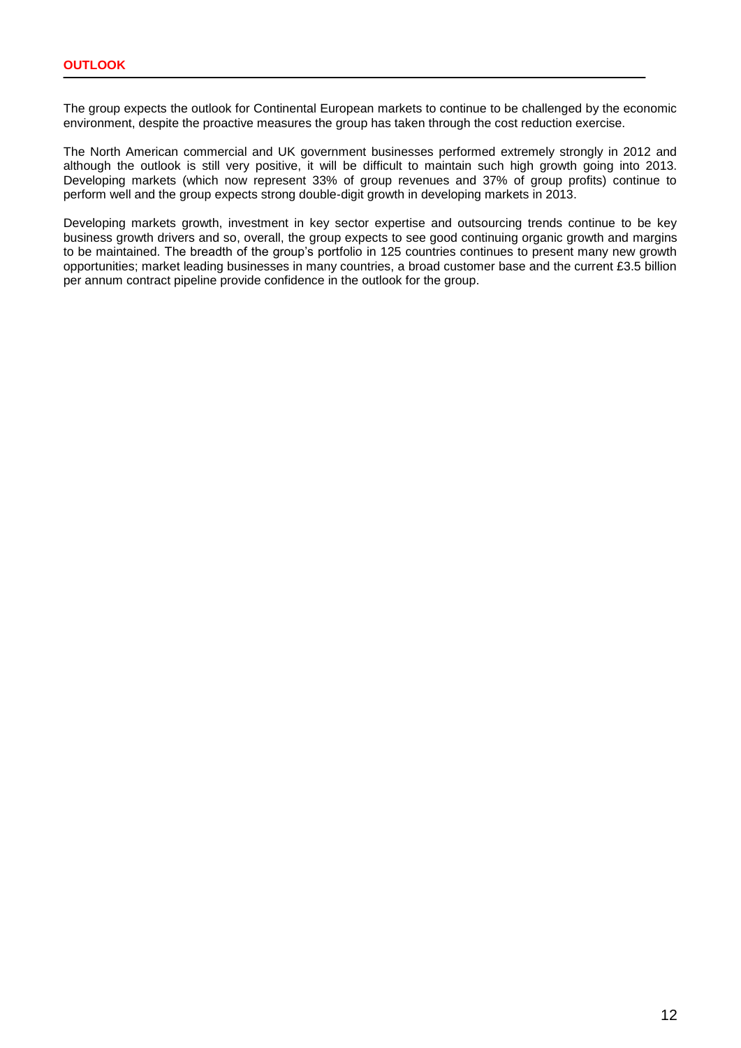## OUTLOOK

The group expects the outlook for Continental European markets to continue to be challenged by the economic environment, despite the proactive measures the group has taken through the cost reduction exercise.

The North American commercial and UK government businesses performed extremely strongly in 2012 and although the outlook is still very positive, it will be difficult to maintain such high growth going into 2013. Developing markets (which now represent 33% of group revenues and 37% of group profits) continue to perform well and the group expects strong double-digit growth in developing markets in 2013.

Developing markets growth, investment in key sector expertise and outsourcing trends continue to be key business growth drivers and so, overall, the group expects to see good continuing organic growth and margins to be maintained. The breadth of the group's portfolio in 125 countries continues to present many new growth opportunities; market leading businesses in many countries, a broad customer base and the current £3.5 billion per annum contract pipeline provide confidence in the outlook for the group.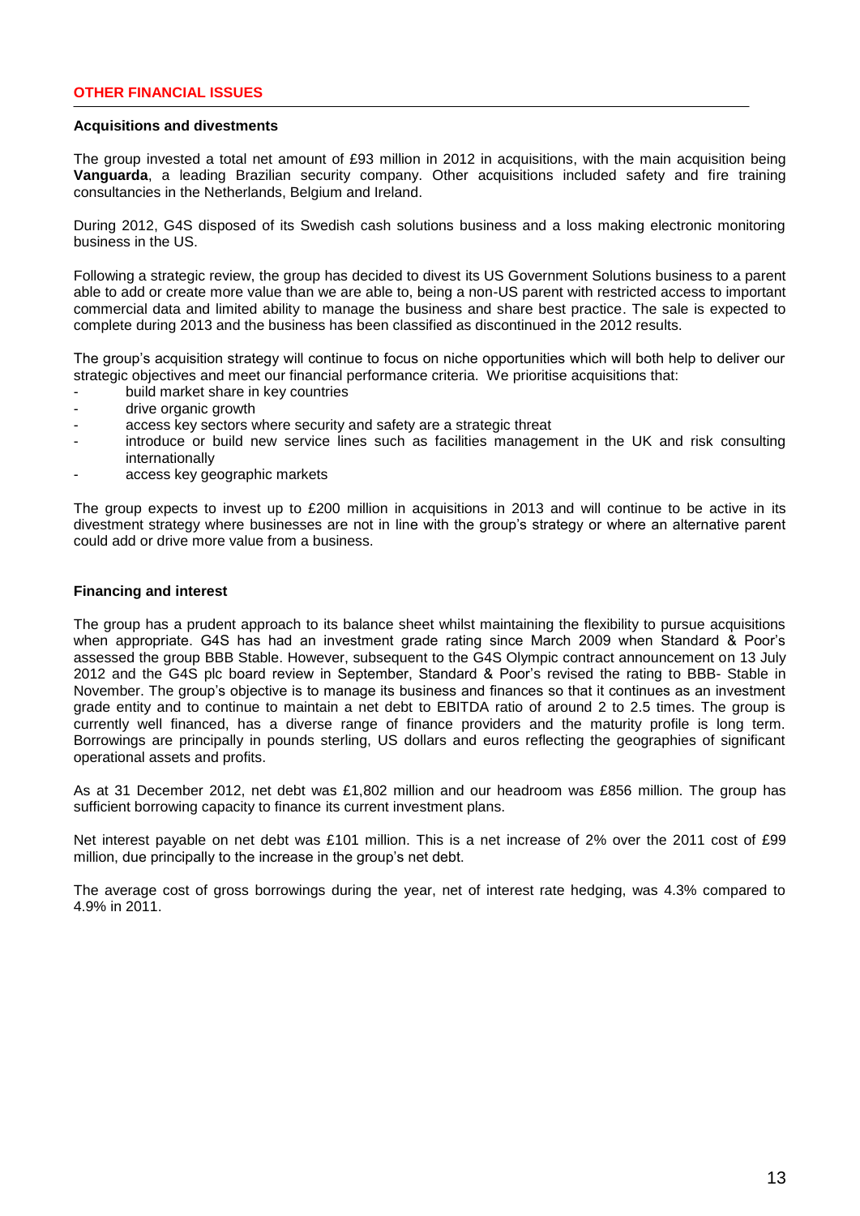## OTHER FINANCIAL ISSUES

### Acquisitions and divestments

The group invested a total net amount of £93 million in 2012 in acquisitions, with the main acquisition being **Vanguarda**, a leading Brazilian security company. Other acquisitions included safety and fire training consultancies in the Netherlands, Belgium and Ireland.

During 2012, G4S disposed of its Swedish cash solutions business and a loss making electronic monitoring business in the US.

Following a strategic review, the group has decided to divest its US Government Solutions business to a parent able to add or create more value than we are able to, being a non-US parent with restricted access to important commercial data and limited ability to manage the business and share best practice. The sale is expected to complete during 2013 and the business has been classified as discontinued in the 2012 results.

The group's acquisition strategy will continue to focus on niche opportunities which will both help to deliver our strategic objectives and meet our financial performance criteria. We prioritise acquisitions that:

- build market share in key countries
- drive organic growth
- access key sectors where security and safety are a strategic threat
- introduce or build new service lines such as facilities management in the UK and risk consulting internationally
- access key geographic markets

The group expects to invest up to £200 million in acquisitions in 2013 and will continue to be active in its divestment strategy where businesses are not in line with the group's strategy or where an alternative parent could add or drive more value from a business.

### Financing and interest

The group has a prudent approach to its balance sheet whilst maintaining the flexibility to pursue acquisitions when appropriate. G4S has had an investment grade rating since March 2009 when Standard & Poor's assessed the group BBB Stable. However, subsequent to the G4S Olympic contract announcement on 13 July 2012 and the G4S plc board review in September, Standard & Poor's revised the rating to BBB- Stable in November. The group's objective is to manage its business and finances so that it continues as an investment grade entity and to continue to maintain a net debt to EBITDA ratio of around 2 to 2.5 times. The group is currently well financed, has a diverse range of finance providers and the maturity profile is long term. Borrowings are principally in pounds sterling, US dollars and euros reflecting the geographies of significant operational assets and profits.

As at 31 December 2012, net debt was £1,802 million and our headroom was £856 million. The group has sufficient borrowing capacity to finance its current investment plans.

Net interest payable on net debt was £101 million. This is a net increase of 2% over the 2011 cost of £99 million, due principally to the increase in the group's net debt.

The average cost of gross borrowings during the year, net of interest rate hedging, was 4.3% compared to 4.9% in 2011.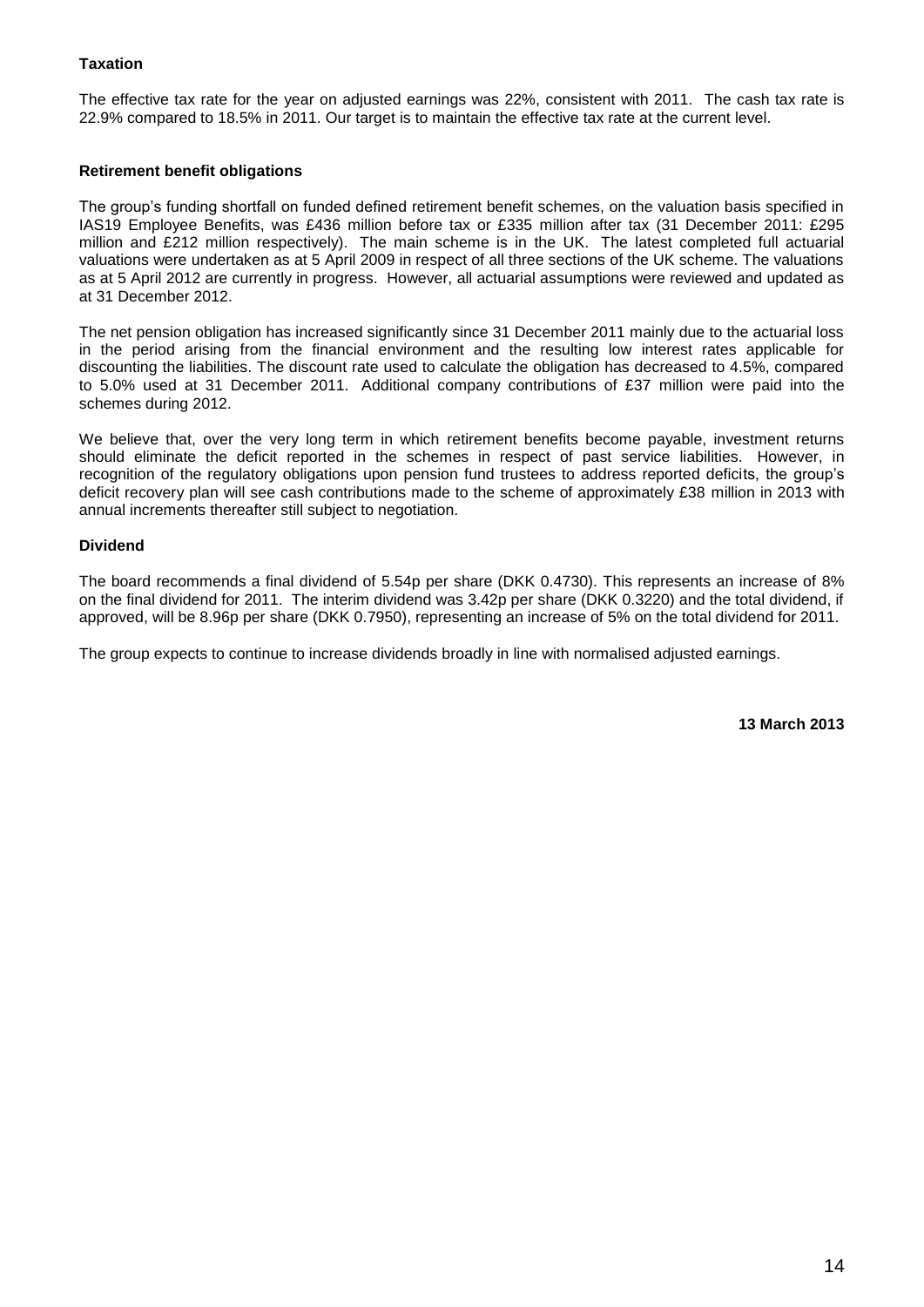**Taxation**

The effective tax rate for the year on adjusted earnings was 22%, consistent with 2011. The cash tax rate is 22.9% compared to 18.5% in 2011. Our target is to maintain the effective tax rate at the current level.

**Retirement benefit obligations**

The group's funding shortfall on funded defined retirement benefit schemes, on the valuation basis specified in IAS19 Employee Benefits, was £436 million before tax or £335 million after tax (31 December 2011: £295 million and £212 million respectively). The main scheme is in the UK. The latest completed full actuarial valuations were undertaken as at 5 April 2009 in respect of all three sections of the UK scheme. The valuations as at 5 April 2012 are currently in progress. However, all actuarial assumptions were reviewed and updated as at 31 December 2012.

The net pension obligation has increased significantly since 31 December 2011 mainly due to the actuarial loss in the period arising from the financial environment and the resulting low interest rates applicable for discounting the liabilities. The discount rate used to calculate the obligation has decreased to 4.5%, compared to 5.0% used at 31 December 2011. Additional company contributions of £37 million were paid into the schemes during 2012.

We believe that, over the very long term in which retirement benefits become payable, investment returns should eliminate the deficit reported in the schemes in respect of past service liabilities. However, in recognition of the regulatory obligations upon pension fund trustees to address reported deficits, the group's deficit recovery plan will see cash contributions made to the scheme of approximately £38 million in 2013 with annual increments thereafter still subject to negotiation.

**Dividend**

The board recommends a final dividend of 5.54p per share (DKK 0.4730). This represents an increase of 8% on the final dividend for 2011. The interim dividend was 3.42p per share (DKK 0.3220) and the total dividend, if approved, will be 8.96p per share (DKK 0.7950), representing an increase of 5% on the total dividend for 2011.

The group expects to continue to increase dividends broadly in line with normalised adjusted earnings.

**13 March 2013**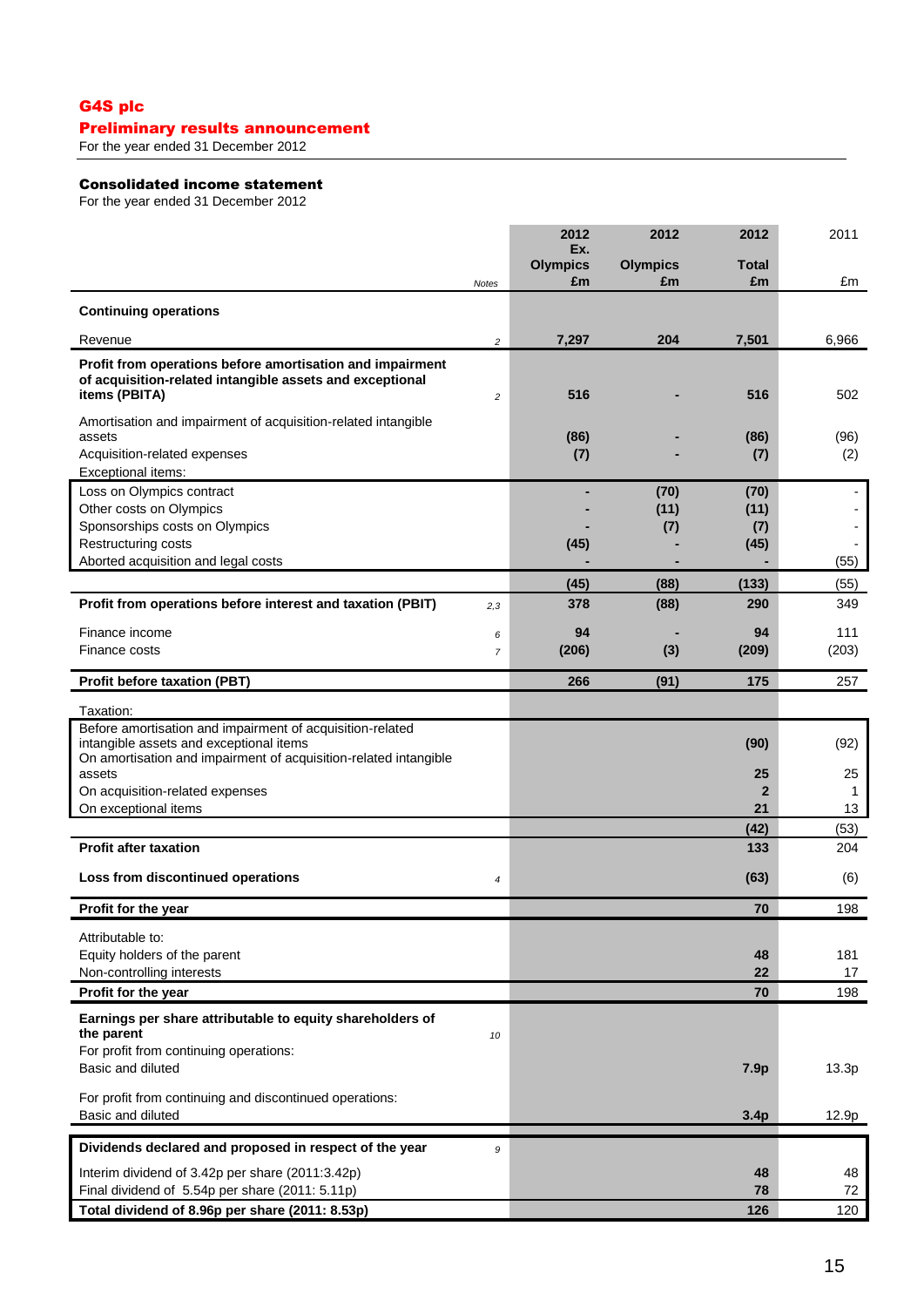# G4S plc

## Preliminary results announcement

For the year ended 31 December 2012

### Consolidated income statement

For the year ended 31 December 2012

| | Notes | 2012 Ex. Olympics £m | 2012 Olympics £m | 2012 Total £m | 2011 £m |
|---|---|---|---|---|---|
| **Continuing operations** | | | | | |
| Revenue | 2 | **7,297** | **204** | **7,501** | 6,966 |
| **Profit from operations before amortisation and impairment of acquisition-related intangible assets and exceptional items (PBITA)** | 2 | **516** | **-** | **516** | 502 |
| Amortisation and impairment of acquisition-related intangible assets | | **(86)** | **-** | **(86)** | (96) |
| Acquisition-related expenses | | **(7)** | **-** | **(7)** | (2) |
| Exceptional items: | | | | | |
| Loss on Olympics contract | | **-** | **(70)** | **(70)** | - |
| Other costs on Olympics | | **-** | **(11)** | **(11)** | - |
| Sponsorships costs on Olympics | | **-** | **(7)** | **(7)** | - |
| Restructuring costs | | **(45)** | **-** | **(45)** | - |
| Aborted acquisition and legal costs | | **-** | **-** | **-** | (55) |
| | | **(45)** | **(88)** | **(133)** | (55) |
| **Profit from operations before interest and taxation (PBIT)** | 2,3 | **378** | **(88)** | **290** | 349 |
| Finance income | 6 | **94** | **-** | **94** | 111 |
| Finance costs | 7 | **(206)** | **(3)** | **(209)** | (203) |
| **Profit before taxation (PBT)** | | **266** | **(91)** | **175** | 257 |
| Taxation: | | | | | |
| Before amortisation and impairment of acquisition-related intangible assets and exceptional items | | | | **(90)** | (92) |
| On amortisation and impairment of acquisition-related intangible assets | | | | **25** | 25 |
| On acquisition-related expenses | | | | **2** | 1 |
| On exceptional items | | | | **21** | 13 |
| | | | | **(42)** | (53) |
| **Profit after taxation** | | | | **133** | 204 |
| **Loss from discontinued operations** | 4 | | | **(63)** | (6) |
| **Profit for the year** | | | | **70** | 198 |
| Attributable to: | | | | | |
| Equity holders of the parent | | | | **48** | 181 |
| Non-controlling interests | | | | **22** | 17 |
| **Profit for the year** | | | | **70** | 198 |
| **Earnings per share attributable to equity shareholders of the parent** | 10 | | | | |
| For profit from continuing operations: | | | | | |
| Basic and diluted | | | | **7.9p** | 13.3p |
| For profit from continuing and discontinued operations: | | | | | |
| Basic and diluted | | | | **3.4p** | 12.9p |
| **Dividends declared and proposed in respect of the year** | 9 | | | | |
| Interim dividend of 3.42p per share (2011:3.42p) | | | | **48** | 48 |
| Final dividend of 5.54p per share (2011: 5.11p) | | | | **78** | 72 |
| **Total dividend of 8.96p per share (2011: 8.53p)** | | | | **126** | 120 |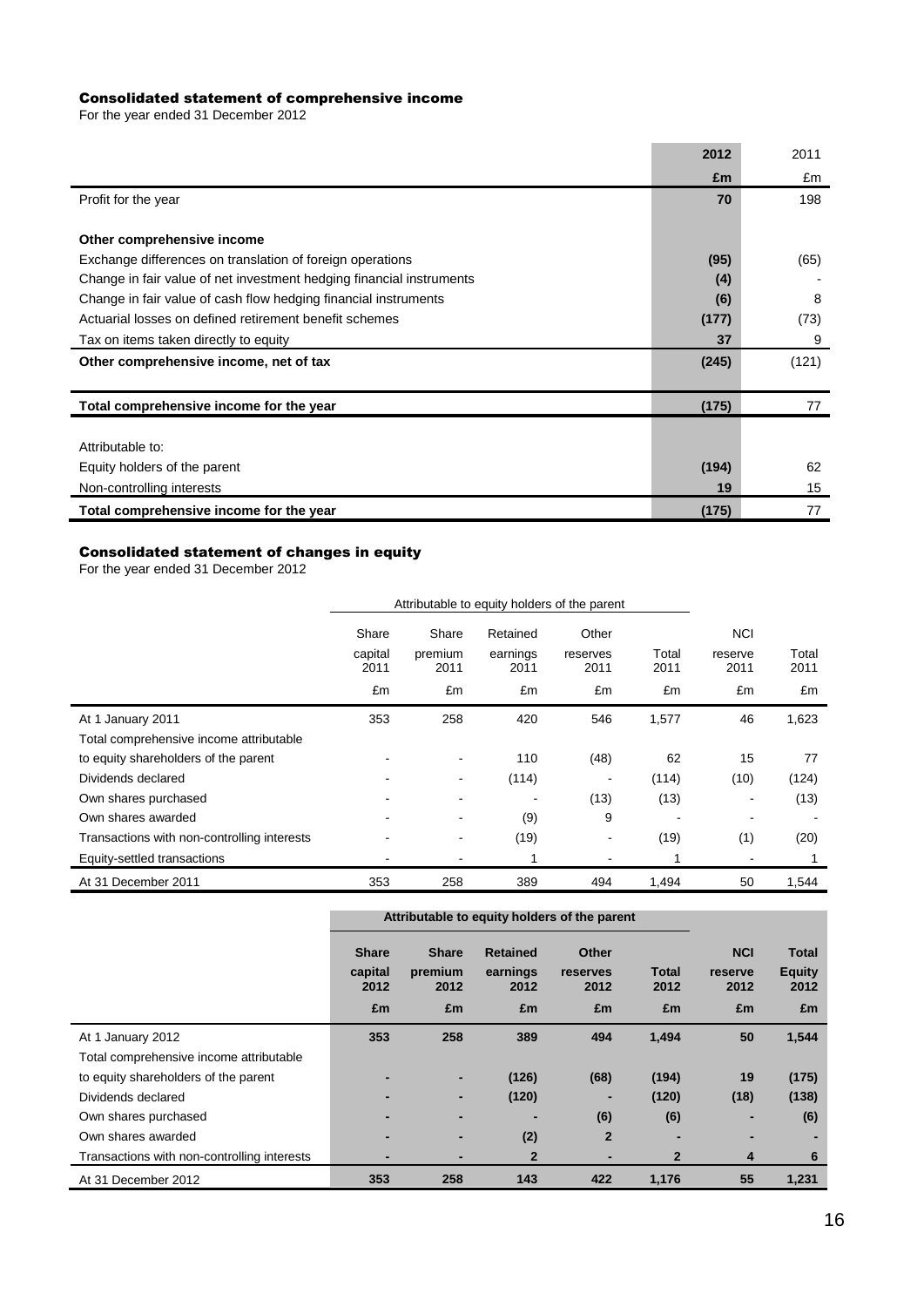## Consolidated statement of comprehensive income

For the year ended 31 December 2012

| | 2012 | 2011 |
|---|---|---|
| | £m | £m |
| Profit for the year | 70 | 198 |
| | | |
| **Other comprehensive income** | | |
| Exchange differences on translation of foreign operations | (95) | (65) |
| Change in fair value of net investment hedging financial instruments | (4) | - |
| Change in fair value of cash flow hedging financial instruments | (6) | 8 |
| Actuarial losses on defined retirement benefit schemes | (177) | (73) |
| Tax on items taken directly to equity | 37 | 9 |
| **Other comprehensive income, net of tax** | (245) | (121) |
| | | |
| **Total comprehensive income for the year** | (175) | 77 |
| | | |
| Attributable to: | | |
| Equity holders of the parent | (194) | 62 |
| Non-controlling interests | 19 | 15 |
| **Total comprehensive income for the year** | (175) | 77 |

## Consolidated statement of changes in equity

For the year ended 31 December 2012

| | Attributable to equity holders of the parent | | | | | | |
|---|---|---|---|---|---|---|---|
| | Share capital 2011 | Share premium 2011 | Retained earnings 2011 | Other reserves 2011 | Total 2011 | NCI reserve 2011 | Total 2011 |
| | £m | £m | £m | £m | £m | £m | £m |
| At 1 January 2011 | 353 | 258 | 420 | 546 | 1,577 | 46 | 1,623 |
| Total comprehensive income attributable | | | | | | | |
| to equity shareholders of the parent | - | - | 110 | (48) | 62 | 15 | 77 |
| Dividends declared | - | - | (114) | - | (114) | (10) | (124) |
| Own shares purchased | - | - | - | (13) | (13) | - | (13) |
| Own shares awarded | - | - | (9) | 9 | - | - | - |
| Transactions with non-controlling interests | - | - | (19) | - | (19) | (1) | (20) |
| Equity-settled transactions | - | - | 1 | - | 1 | - | 1 |
| At 31 December 2011 | 353 | 258 | 389 | 494 | 1,494 | 50 | 1,544 |

| | **Attributable to equity holders of the parent** | | | | | | |
|---|---|---|---|---|---|---|---|
| | **Share capital 2012** | **Share premium 2012** | **Retained earnings 2012** | **Other reserves 2012** | **Total 2012** | **NCI reserve 2012** | **Total Equity 2012** |
| | **£m** | **£m** | **£m** | **£m** | **£m** | **£m** | **£m** |
| At 1 January 2012 | **353** | **258** | **389** | **494** | **1,494** | **50** | **1,544** |
| Total comprehensive income attributable | | | | | | | |
| to equity shareholders of the parent | **-** | **-** | **(126)** | **(68)** | **(194)** | **19** | **(175)** |
| Dividends declared | **-** | **-** | **(120)** | **-** | **(120)** | **(18)** | **(138)** |
| Own shares purchased | **-** | **-** | **-** | **(6)** | **(6)** | **-** | **(6)** |
| Own shares awarded | **-** | **-** | **(2)** | **2** | **-** | **-** | **-** |
| Transactions with non-controlling interests | **-** | **-** | **2** | **-** | **2** | **4** | **6** |
| At 31 December 2012 | **353** | **258** | **143** | **422** | **1,176** | **55** | **1,231** |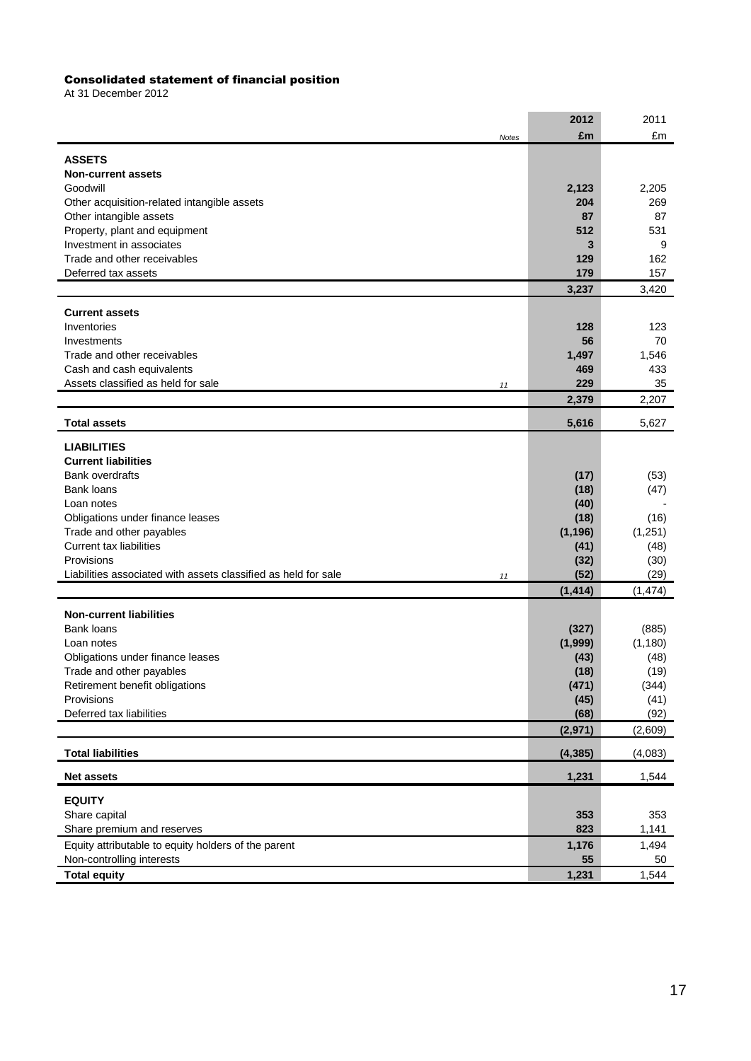### Consolidated statement of financial position

At 31 December 2012

| | Notes | 2012 £m | 2011 £m |
|---|---|---|---|
| **ASSETS** | | | |
| **Non-current assets** | | | |
| Goodwill | | **2,123** | 2,205 |
| Other acquisition-related intangible assets | | **204** | 269 |
| Other intangible assets | | **87** | 87 |
| Property, plant and equipment | | **512** | 531 |
| Investment in associates | | **3** | 9 |
| Trade and other receivables | | **129** | 162 |
| Deferred tax assets | | **179** | 157 |
| | | **3,237** | 3,420 |
| **Current assets** | | | |
| Inventories | | **128** | 123 |
| Investments | | **56** | 70 |
| Trade and other receivables | | **1,497** | 1,546 |
| Cash and cash equivalents | | **469** | 433 |
| Assets classified as held for sale | 11 | **229** | 35 |
| | | **2,379** | 2,207 |
| **Total assets** | | **5,616** | 5,627 |
| **LIABILITIES** | | | |
| **Current liabilities** | | | |
| Bank overdrafts | | **(17)** | (53) |
| Bank loans | | **(18)** | (47) |
| Loan notes | | **(40)** | - |
| Obligations under finance leases | | **(18)** | (16) |
| Trade and other payables | | **(1,196)** | (1,251) |
| Current tax liabilities | | **(41)** | (48) |
| Provisions | | **(32)** | (30) |
| Liabilities associated with assets classified as held for sale | 11 | **(52)** | (29) |
| | | **(1,414)** | (1,474) |
| **Non-current liabilities** | | | |
| Bank loans | | **(327)** | (885) |
| Loan notes | | **(1,999)** | (1,180) |
| Obligations under finance leases | | **(43)** | (48) |
| Trade and other payables | | **(18)** | (19) |
| Retirement benefit obligations | | **(471)** | (344) |
| Provisions | | **(45)** | (41) |
| Deferred tax liabilities | | **(68)** | (92) |
| | | **(2,971)** | (2,609) |
| **Total liabilities** | | **(4,385)** | (4,083) |
| **Net assets** | | **1,231** | 1,544 |
| **EQUITY** | | | |
| Share capital | | **353** | 353 |
| Share premium and reserves | | **823** | 1,141 |
| Equity attributable to equity holders of the parent | | **1,176** | 1,494 |
| Non-controlling interests | | **55** | 50 |
| **Total equity** | | **1,231** | 1,544 |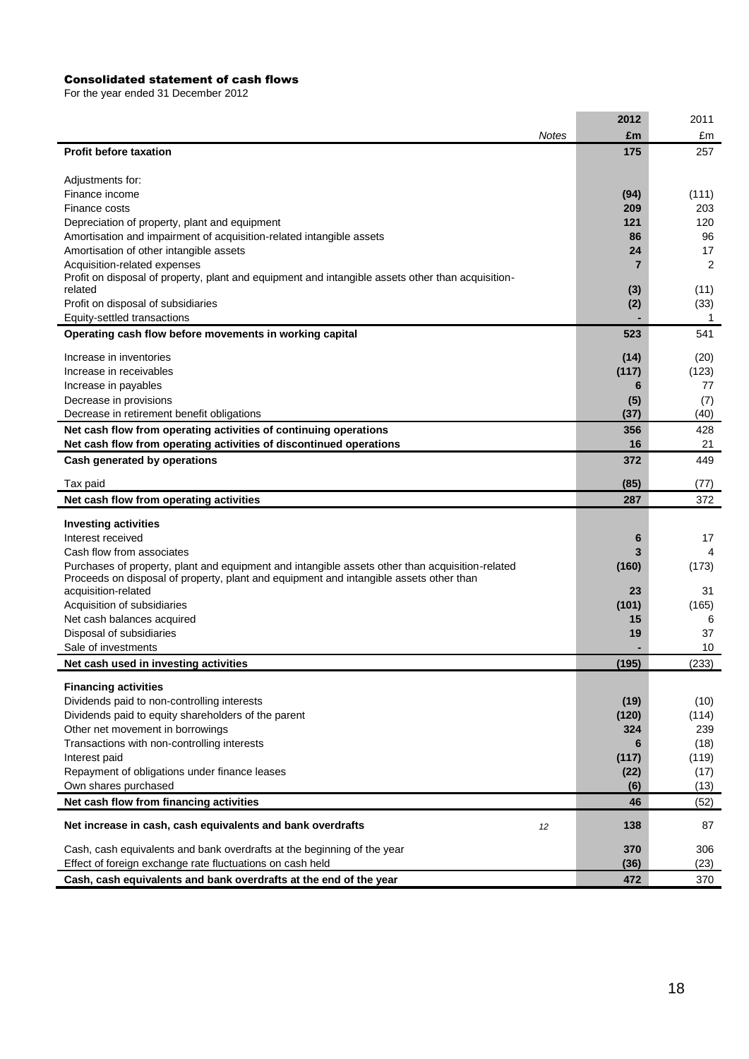### Consolidated statement of cash flows

For the year ended 31 December 2012

| | Notes | 2012 | 2011 |
|---|---|---|---|
| | | £m | £m |
| **Profit before taxation** | | **175** | 257 |
| Adjustments for: | | | |
| Finance income | | **(94)** | (111) |
| Finance costs | | **209** | 203 |
| Depreciation of property, plant and equipment | | **121** | 120 |
| Amortisation and impairment of acquisition-related intangible assets | | **86** | 96 |
| Amortisation of other intangible assets | | **24** | 17 |
| Acquisition-related expenses | | **7** | 2 |
| Profit on disposal of property, plant and equipment and intangible assets other than acquisition-related | | **(3)** | (11) |
| Profit on disposal of subsidiaries | | **(2)** | (33) |
| Equity-settled transactions | | **-** | 1 |
| **Operating cash flow before movements in working capital** | | **523** | 541 |
| Increase in inventories | | **(14)** | (20) |
| Increase in receivables | | **(117)** | (123) |
| Increase in payables | | **6** | 77 |
| Decrease in provisions | | **(5)** | (7) |
| Decrease in retirement benefit obligations | | **(37)** | (40) |
| **Net cash flow from operating activities of continuing operations** | | **356** | 428 |
| **Net cash flow from operating activities of discontinued operations** | | **16** | 21 |
| **Cash generated by operations** | | **372** | 449 |
| Tax paid | | **(85)** | (77) |
| **Net cash flow from operating activities** | | **287** | 372 |
| **Investing activities** | | | |
| Interest received | | **6** | 17 |
| Cash flow from associates | | **3** | 4 |
| Purchases of property, plant and equipment and intangible assets other than acquisition-related | | **(160)** | (173) |
| Proceeds on disposal of property, plant and equipment and intangible assets other than acquisition-related | | **23** | 31 |
| Acquisition of subsidiaries | | **(101)** | (165) |
| Net cash balances acquired | | **15** | 6 |
| Disposal of subsidiaries | | **19** | 37 |
| Sale of investments | | **-** | 10 |
| **Net cash used in investing activities** | | **(195)** | (233) |
| **Financing activities** | | | |
| Dividends paid to non-controlling interests | | **(19)** | (10) |
| Dividends paid to equity shareholders of the parent | | **(120)** | (114) |
| Other net movement in borrowings | | **324** | 239 |
| Transactions with non-controlling interests | | **6** | (18) |
| Interest paid | | **(117)** | (119) |
| Repayment of obligations under finance leases | | **(22)** | (17) |
| Own shares purchased | | **(6)** | (13) |
| **Net cash flow from financing activities** | | **46** | (52) |
| **Net increase in cash, cash equivalents and bank overdrafts** | *12* | **138** | 87 |
| Cash, cash equivalents and bank overdrafts at the beginning of the year | | **370** | 306 |
| Effect of foreign exchange rate fluctuations on cash held | | **(36)** | (23) |
| **Cash, cash equivalents and bank overdrafts at the end of the year** | | **472** | 370 |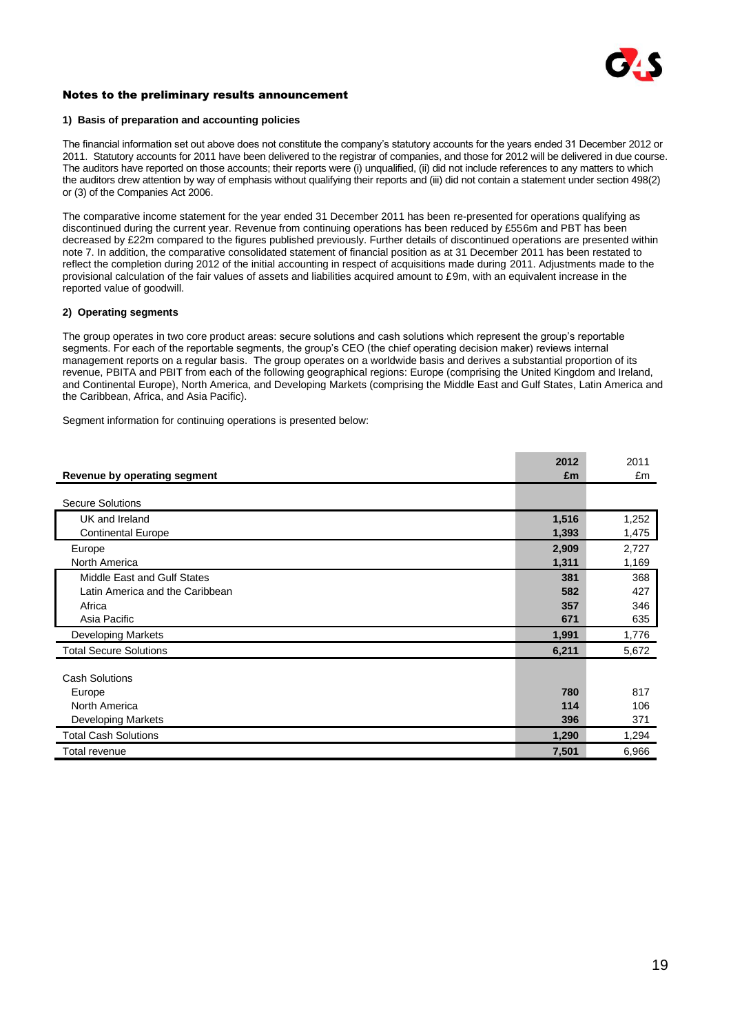## Notes to the preliminary results announcement

### 1) Basis of preparation and accounting policies

The financial information set out above does not constitute the company's statutory accounts for the years ended 31 December 2012 or 2011. Statutory accounts for 2011 have been delivered to the registrar of companies, and those for 2012 will be delivered in due course. The auditors have reported on those accounts; their reports were (i) unqualified, (ii) did not include references to any matters to which the auditors drew attention by way of emphasis without qualifying their reports and (iii) did not contain a statement under section 498(2) or (3) of the Companies Act 2006.

The comparative income statement for the year ended 31 December 2011 has been re-presented for operations qualifying as discontinued during the current year. Revenue from continuing operations has been reduced by £556m and PBT has been decreased by £22m compared to the figures published previously. Further details of discontinued operations are presented within note 7. In addition, the comparative consolidated statement of financial position as at 31 December 2011 has been restated to reflect the completion during 2012 of the initial accounting in respect of acquisitions made during 2011. Adjustments made to the provisional calculation of the fair values of assets and liabilities acquired amount to £9m, with an equivalent increase in the reported value of goodwill.

### 2) Operating segments

The group operates in two core product areas: secure solutions and cash solutions which represent the group's reportable segments. For each of the reportable segments, the group's CEO (the chief operating decision maker) reviews internal management reports on a regular basis. The group operates on a worldwide basis and derives a substantial proportion of its revenue, PBITA and PBIT from each of the following geographical regions: Europe (comprising the United Kingdom and Ireland, and Continental Europe), North America, and Developing Markets (comprising the Middle East and Gulf States, Latin America and the Caribbean, Africa, and Asia Pacific).

Segment information for continuing operations is presented below:

| Revenue by operating segment | 2012 £m | 2011 £m |
|---|---|---|
| Secure Solutions | | |
| UK and Ireland | 1,516 | 1,252 |
| Continental Europe | 1,393 | 1,475 |
| Europe | 2,909 | 2,727 |
| North America | 1,311 | 1,169 |
| Middle East and Gulf States | 381 | 368 |
| Latin America and the Caribbean | 582 | 427 |
| Africa | 357 | 346 |
| Asia Pacific | 671 | 635 |
| Developing Markets | 1,991 | 1,776 |
| Total Secure Solutions | 6,211 | 5,672 |
| Cash Solutions | | |
| Europe | 780 | 817 |
| North America | 114 | 106 |
| Developing Markets | 396 | 371 |
| Total Cash Solutions | 1,290 | 1,294 |
| Total revenue | 7,501 | 6,966 |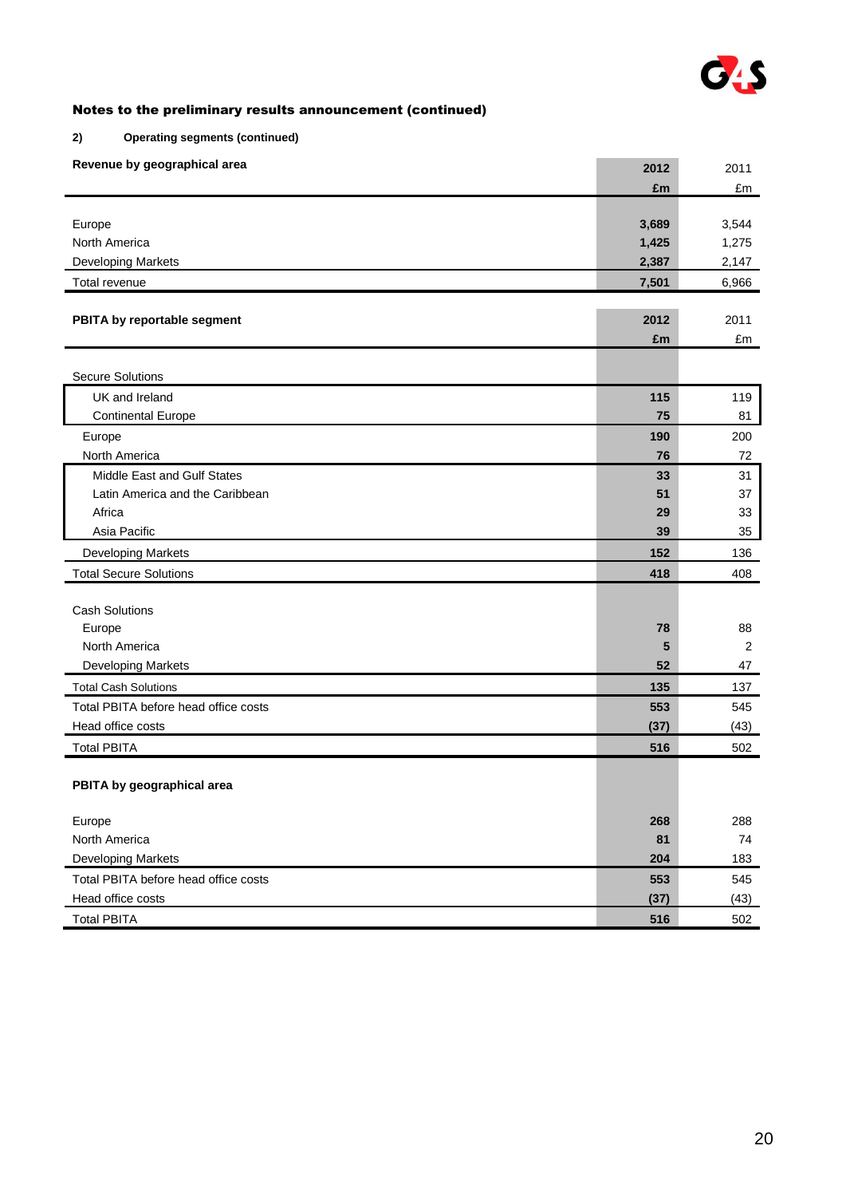## Notes to the preliminary results announcement (continued)

**2) Operating segments (continued)**

| **Revenue by geographical area** | **2012** | 2011 |
|---|---|---|
| | **£m** | £m |
| Europe | **3,689** | 3,544 |
| North America | **1,425** | 1,275 |
| Developing Markets | **2,387** | 2,147 |
| Total revenue | **7,501** | 6,966 |

| **PBITA by reportable segment** | **2012** | 2011 |
|---|---|---|
| | **£m** | £m |
| Secure Solutions | | |
| UK and Ireland | **115** | 119 |
| Continental Europe | **75** | 81 |
| Europe | **190** | 200 |
| North America | **76** | 72 |
| Middle East and Gulf States | **33** | 31 |
| Latin America and the Caribbean | **51** | 37 |
| Africa | **29** | 33 |
| Asia Pacific | **39** | 35 |
| Developing Markets | **152** | 136 |
| Total Secure Solutions | **418** | 408 |
| | | |
| Cash Solutions | | |
| Europe | **78** | 88 |
| North America | **5** | 2 |
| Developing Markets | **52** | 47 |
| Total Cash Solutions | **135** | 137 |
| Total PBITA before head office costs | **553** | 545 |
| Head office costs | **(37)** | (43) |
| Total PBITA | **516** | 502 |

| **PBITA by geographical area** | | |
|---|---|---|
| Europe | **268** | 288 |
| North America | **81** | 74 |
| Developing Markets | **204** | 183 |
| Total PBITA before head office costs | **553** | 545 |
| Head office costs | **(37)** | (43) |
| Total PBITA | **516** | 502 |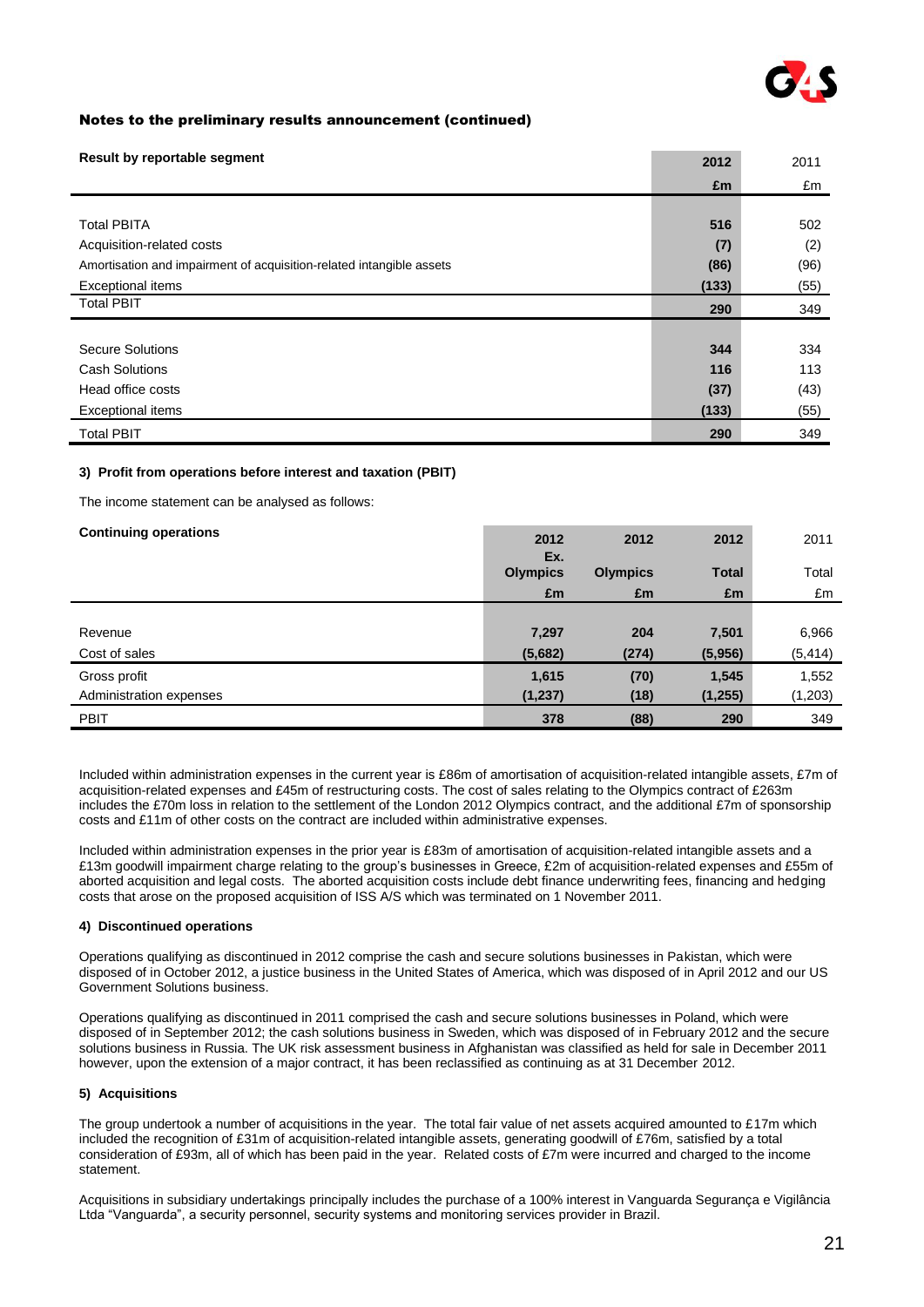## Notes to the preliminary results announcement (continued)

| Result by reportable segment | 2012 | 2011 |
|---|---|---|
| | £m | £m |
| Total PBITA | 516 | 502 |
| Acquisition-related costs | (7) | (2) |
| Amortisation and impairment of acquisition-related intangible assets | (86) | (96) |
| Exceptional items | (133) | (55) |
| Total PBIT | 290 | 349 |
| | | |
| Secure Solutions | 344 | 334 |
| Cash Solutions | 116 | 113 |
| Head office costs | (37) | (43) |
| Exceptional items | (133) | (55) |
| Total PBIT | 290 | 349 |

### 3) Profit from operations before interest and taxation (PBIT)

The income statement can be analysed as follows:

| Continuing operations | 2012 Ex. Olympics | 2012 Olympics | 2012 Total | 2011 Total |
|---|---|---|---|---|
| | £m | £m | £m | £m |
| Revenue | 7,297 | 204 | 7,501 | 6,966 |
| Cost of sales | (5,682) | (274) | (5,956) | (5,414) |
| Gross profit | 1,615 | (70) | 1,545 | 1,552 |
| Administration expenses | (1,237) | (18) | (1,255) | (1,203) |
| PBIT | 378 | (88) | 290 | 349 |

Included within administration expenses in the current year is £86m of amortisation of acquisition-related intangible assets, £7m of acquisition-related expenses and £45m of restructuring costs. The cost of sales relating to the Olympics contract of £263m includes the £70m loss in relation to the settlement of the London 2012 Olympics contract, and the additional £7m of sponsorship costs and £11m of other costs on the contract are included within administrative expenses.

Included within administration expenses in the prior year is £83m of amortisation of acquisition-related intangible assets and a £13m goodwill impairment charge relating to the group's businesses in Greece, £2m of acquisition-related expenses and £55m of aborted acquisition and legal costs. The aborted acquisition costs include debt finance underwriting fees, financing and hedging costs that arose on the proposed acquisition of ISS A/S which was terminated on 1 November 2011.

### 4) Discontinued operations

Operations qualifying as discontinued in 2012 comprise the cash and secure solutions businesses in Pakistan, which were disposed of in October 2012, a justice business in the United States of America, which was disposed of in April 2012 and our US Government Solutions business.

Operations qualifying as discontinued in 2011 comprised the cash and secure solutions businesses in Poland, which were disposed of in September 2012; the cash solutions business in Sweden, which was disposed of in February 2012 and the secure solutions business in Russia. The UK risk assessment business in Afghanistan was classified as held for sale in December 2011 however, upon the extension of a major contract, it has been reclassified as continuing as at 31 December 2012.

### 5) Acquisitions

The group undertook a number of acquisitions in the year. The total fair value of net assets acquired amounted to £17m which included the recognition of £31m of acquisition-related intangible assets, generating goodwill of £76m, satisfied by a total consideration of £93m, all of which has been paid in the year. Related costs of £7m were incurred and charged to the income statement.

Acquisitions in subsidiary undertakings principally includes the purchase of a 100% interest in Vanguarda Segurança e Vigilância Ltda "Vanguarda", a security personnel, security systems and monitoring services provider in Brazil.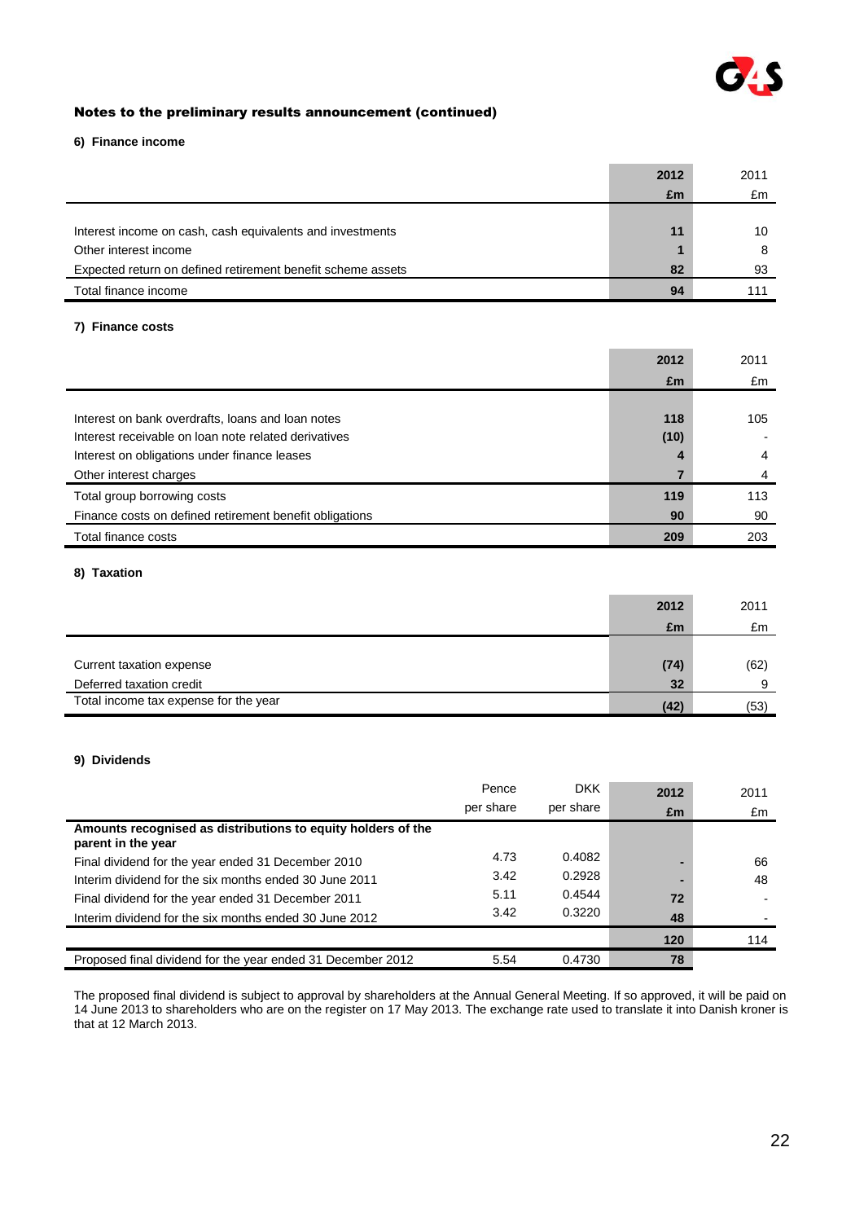## Notes to the preliminary results announcement (continued)

### 6) Finance income

| | 2012 £m | 2011 £m |
|---|---|---|
| Interest income on cash, cash equivalents and investments | 11 | 10 |
| Other interest income | 1 | 8 |
| Expected return on defined retirement benefit scheme assets | 82 | 93 |
| Total finance income | 94 | 111 |

### 7) Finance costs

| | 2012 £m | 2011 £m |
|---|---|---|
| Interest on bank overdrafts, loans and loan notes | 118 | 105 |
| Interest receivable on loan note related derivatives | (10) | - |
| Interest on obligations under finance leases | 4 | 4 |
| Other interest charges | 7 | 4 |
| Total group borrowing costs | 119 | 113 |
| Finance costs on defined retirement benefit obligations | 90 | 90 |
| Total finance costs | 209 | 203 |

### 8) Taxation

| | 2012 £m | 2011 £m |
|---|---|---|
| Current taxation expense | (74) | (62) |
| Deferred taxation credit | 32 | 9 |
| Total income tax expense for the year | (42) | (53) |

### 9) Dividends

| | Pence per share | DKK per share | 2012 £m | 2011 £m |
|---|---|---|---|---|
| **Amounts recognised as distributions to equity holders of the parent in the year** | | | | |
| Final dividend for the year ended 31 December 2010 | 4.73 | 0.4082 | - | 66 |
| Interim dividend for the six months ended 30 June 2011 | 3.42 | 0.2928 | - | 48 |
| Final dividend for the year ended 31 December 2011 | 5.11 | 0.4544 | 72 | - |
| Interim dividend for the six months ended 30 June 2012 | 3.42 | 0.3220 | 48 | - |
| | | | 120 | 114 |
| Proposed final dividend for the year ended 31 December 2012 | 5.54 | 0.4730 | 78 | |

The proposed final dividend is subject to approval by shareholders at the Annual General Meeting. If so approved, it will be paid on 14 June 2013 to shareholders who are on the register on 17 May 2013. The exchange rate used to translate it into Danish kroner is that at 12 March 2013.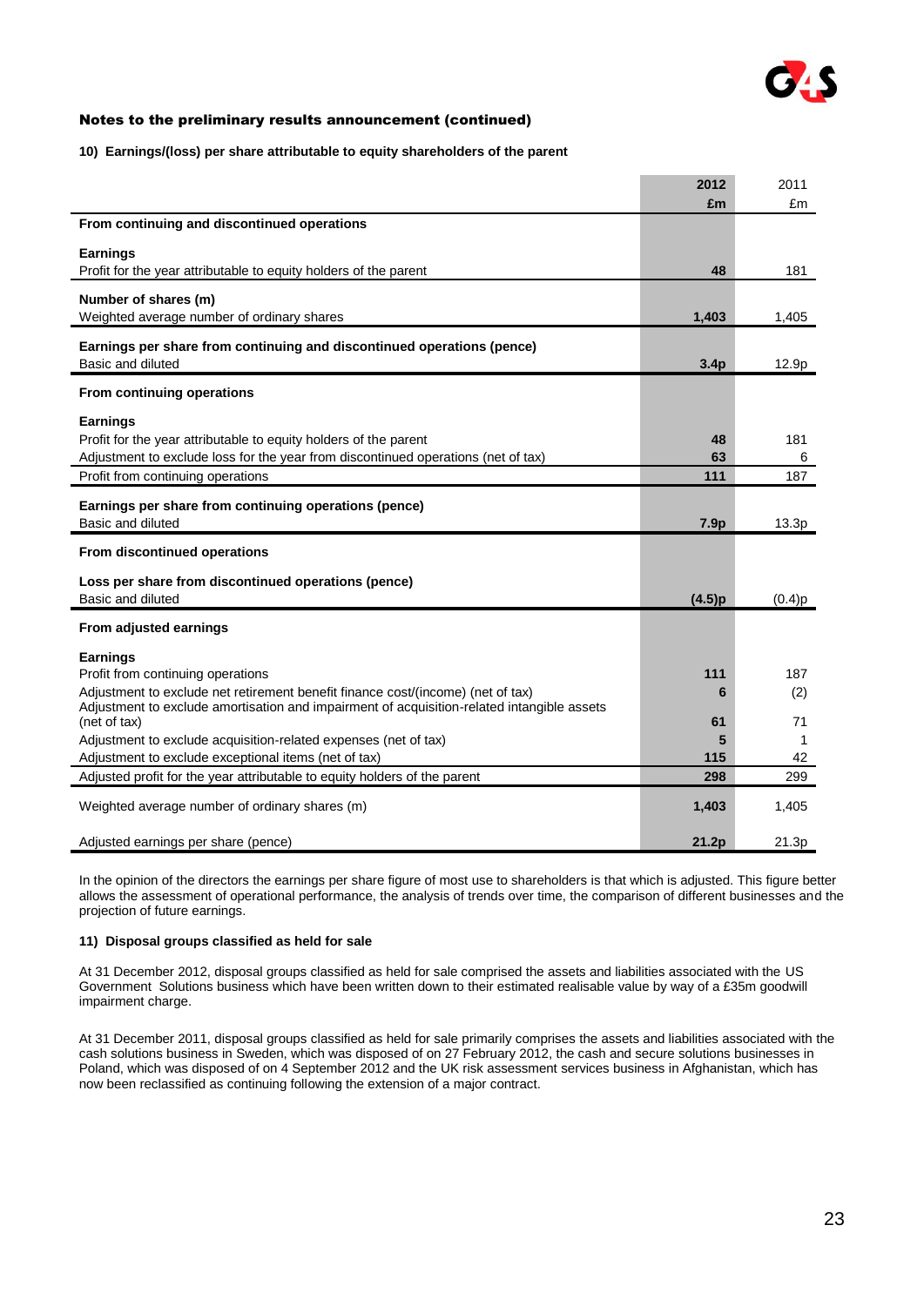## Notes to the preliminary results announcement (continued)

### 10) Earnings/(loss) per share attributable to equity shareholders of the parent

| | 2012 £m | 2011 £m |
|---|---|---|
| **From continuing and discontinued operations** | | |
| **Earnings** | | |
| Profit for the year attributable to equity holders of the parent | **48** | 181 |
| **Number of shares (m)** | | |
| Weighted average number of ordinary shares | **1,403** | 1,405 |
| **Earnings per share from continuing and discontinued operations (pence)** | | |
| Basic and diluted | **3.4p** | 12.9p |
| **From continuing operations** | | |
| **Earnings** | | |
| Profit for the year attributable to equity holders of the parent | **48** | 181 |
| Adjustment to exclude loss for the year from discontinued operations (net of tax) | **63** | 6 |
| Profit from continuing operations | **111** | 187 |
| **Earnings per share from continuing operations (pence)** | | |
| Basic and diluted | **7.9p** | 13.3p |
| **From discontinued operations** | | |
| **Loss per share from discontinued operations (pence)** | | |
| Basic and diluted | **(4.5)p** | (0.4)p |
| **From adjusted earnings** | | |
| **Earnings** | | |
| Profit from continuing operations | **111** | 187 |
| Adjustment to exclude net retirement benefit finance cost/(income) (net of tax) | **6** | (2) |
| Adjustment to exclude amortisation and impairment of acquisition-related intangible assets (net of tax) | **61** | 71 |
| Adjustment to exclude acquisition-related expenses (net of tax) | **5** | 1 |
| Adjustment to exclude exceptional items (net of tax) | **115** | 42 |
| Adjusted profit for the year attributable to equity holders of the parent | **298** | 299 |
| Weighted average number of ordinary shares (m) | **1,403** | 1,405 |
| Adjusted earnings per share (pence) | **21.2p** | 21.3p |

In the opinion of the directors the earnings per share figure of most use to shareholders is that which is adjusted. This figure better allows the assessment of operational performance, the analysis of trends over time, the comparison of different businesses and the projection of future earnings.

### 11) Disposal groups classified as held for sale

At 31 December 2012, disposal groups classified as held for sale comprised the assets and liabilities associated with the US Government Solutions business which have been written down to their estimated realisable value by way of a £35m goodwill impairment charge.

At 31 December 2011, disposal groups classified as held for sale primarily comprises the assets and liabilities associated with the cash solutions business in Sweden, which was disposed of on 27 February 2012, the cash and secure solutions businesses in Poland, which was disposed of on 4 September 2012 and the UK risk assessment services business in Afghanistan, which has now been reclassified as continuing following the extension of a major contract.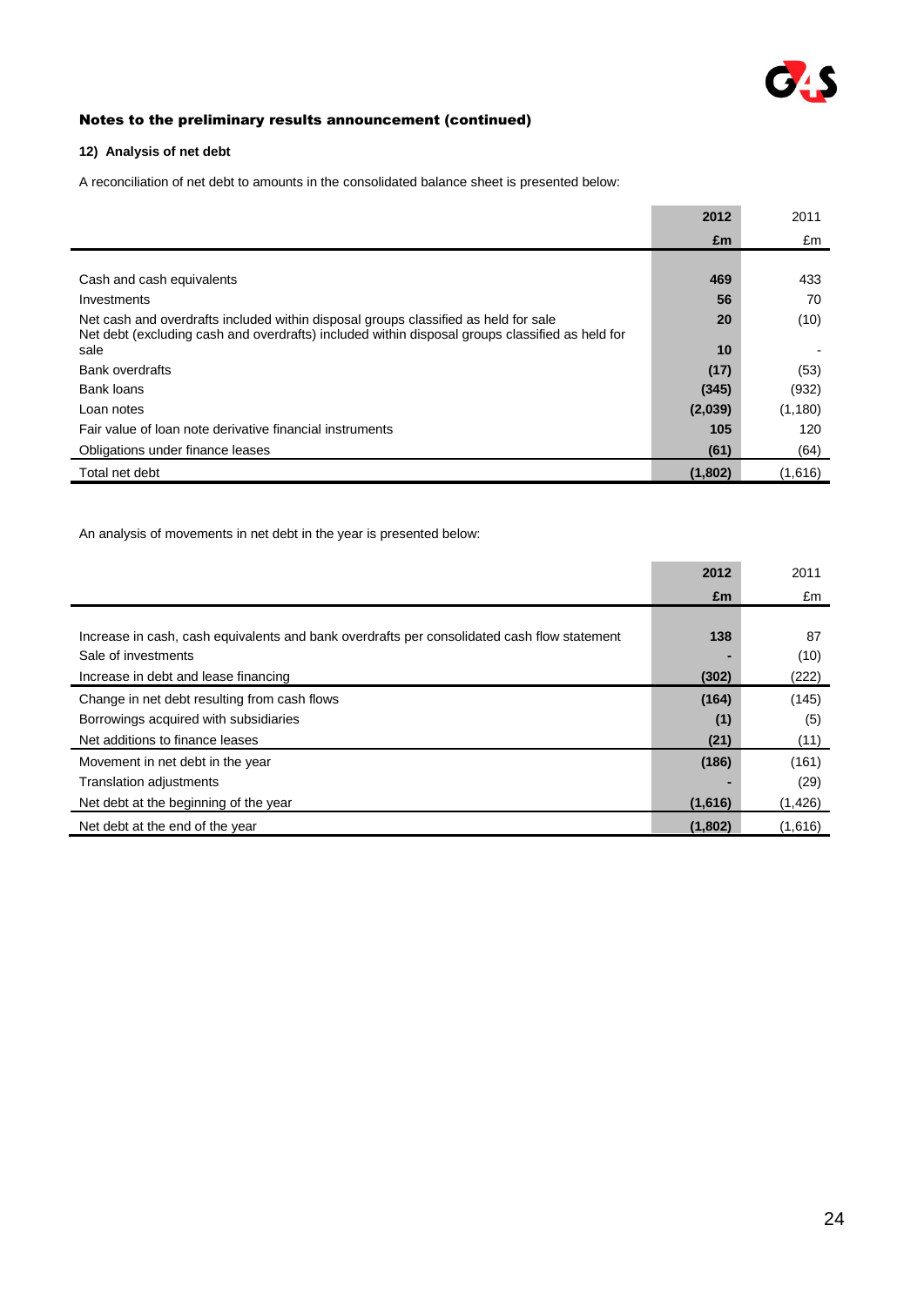## Notes to the preliminary results announcement (continued)

### 12) Analysis of net debt

A reconciliation of net debt to amounts in the consolidated balance sheet is presented below:

| | **2012** | 2011 |
|---|---|---|
| | **£m** | £m |
| Cash and cash equivalents | **469** | 433 |
| Investments | **56** | 70 |
| Net cash and overdrafts included within disposal groups classified as held for sale | **20** | (10) |
| Net debt (excluding cash and overdrafts) included within disposal groups classified as held for sale | **10** | - |
| Bank overdrafts | **(17)** | (53) |
| Bank loans | **(345)** | (932) |
| Loan notes | **(2,039)** | (1,180) |
| Fair value of loan note derivative financial instruments | **105** | 120 |
| Obligations under finance leases | **(61)** | (64) |
| Total net debt | **(1,802)** | (1,616) |

An analysis of movements in net debt in the year is presented below:

| | **2012** | 2011 |
|---|---|---|
| | **£m** | £m |
| Increase in cash, cash equivalents and bank overdrafts per consolidated cash flow statement | **138** | 87 |
| Sale of investments | **-** | (10) |
| Increase in debt and lease financing | **(302)** | (222) |
| Change in net debt resulting from cash flows | **(164)** | (145) |
| Borrowings acquired with subsidiaries | **(1)** | (5) |
| Net additions to finance leases | **(21)** | (11) |
| Movement in net debt in the year | **(186)** | (161) |
| Translation adjustments | **-** | (29) |
| Net debt at the beginning of the year | **(1,616)** | (1,426) |
| Net debt at the end of the year | **(1,802)** | (1,616) |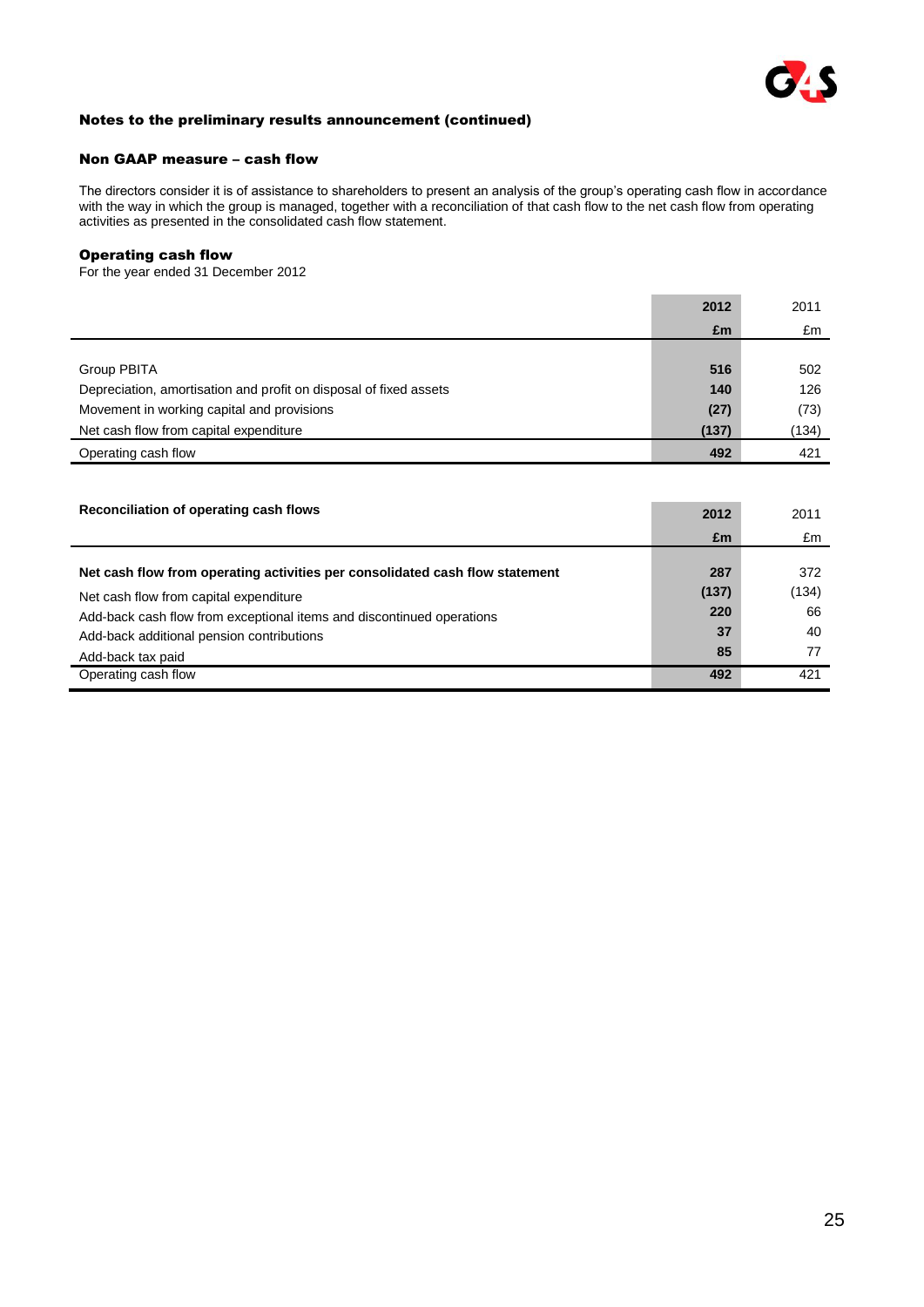### Notes to the preliminary results announcement (continued)

### Non GAAP measure – cash flow

The directors consider it is of assistance to shareholders to present an analysis of the group's operating cash flow in accordance with the way in which the group is managed, together with a reconciliation of that cash flow to the net cash flow from operating activities as presented in the consolidated cash flow statement.

#### Operating cash flow

For the year ended 31 December 2012

| | 2012 | 2011 |
|---|---|---|
| | £m | £m |
| Group PBITA | 516 | 502 |
| Depreciation, amortisation and profit on disposal of fixed assets | 140 | 126 |
| Movement in working capital and provisions | (27) | (73) |
| Net cash flow from capital expenditure | (137) | (134) |
| Operating cash flow | 492 | 421 |

| **Reconciliation of operating cash flows** | 2012 | 2011 |
|---|---|---|
| | £m | £m |
| **Net cash flow from operating activities per consolidated cash flow statement** | 287 | 372 |
| Net cash flow from capital expenditure | (137) | (134) |
| Add-back cash flow from exceptional items and discontinued operations | 220 | 66 |
| Add-back additional pension contributions | 37 | 40 |
| Add-back tax paid | 85 | 77 |
| Operating cash flow | 492 | 421 |